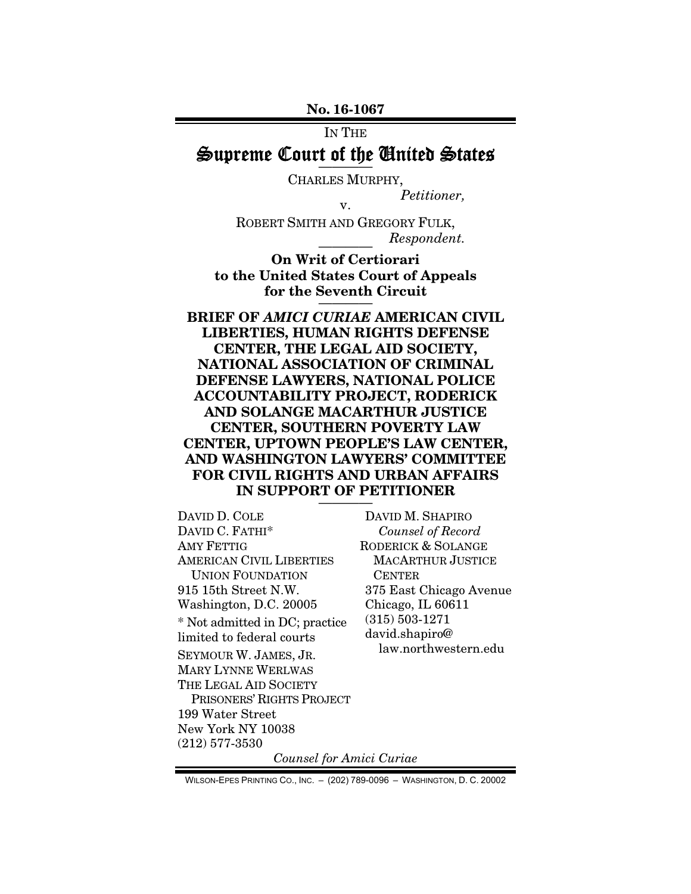**No. 16-1067**

IN THE

# Supreme Court of the United States

CHARLES MURPHY,
*Petitioner,*
v.
ROBERT SMITH AND GREGORY FULK,
*Respondent.*

**On Writ of Certiorari to the United States Court of Appeals for the Seventh Circuit**

**BRIEF OF *AMICI CURIAE* AMERICAN CIVIL LIBERTIES, HUMAN RIGHTS DEFENSE CENTER, THE LEGAL AID SOCIETY, NATIONAL ASSOCIATION OF CRIMINAL DEFENSE LAWYERS, NATIONAL POLICE ACCOUNTABILITY PROJECT, RODERICK AND SOLANGE MACARTHUR JUSTICE CENTER, SOUTHERN POVERTY LAW CENTER, UPTOWN PEOPLE'S LAW CENTER, AND WASHINGTON LAWYERS' COMMITTEE FOR CIVIL RIGHTS AND URBAN AFFAIRS IN SUPPORT OF PETITIONER**

DAVID D. COLE
DAVID C. FATHI*
AMY FETTIG
AMERICAN CIVIL LIBERTIES UNION FOUNDATION
915 15th Street N.W.
Washington, D.C. 20005
* Not admitted in DC; practice limited to federal courts

SEYMOUR W. JAMES, JR.
MARY LYNNE WERLWAS
THE LEGAL AID SOCIETY PRISONERS' RIGHTS PROJECT
199 Water Street
New York NY 10038
(212) 577-3530

DAVID M. SHAPIRO
*Counsel of Record*
RODERICK & SOLANGE MACARTHUR JUSTICE CENTER
375 East Chicago Avenue
Chicago, IL 60611
(315) 503-1271
david.shapiro@law.northwestern.edu

*Counsel for Amici Curiae*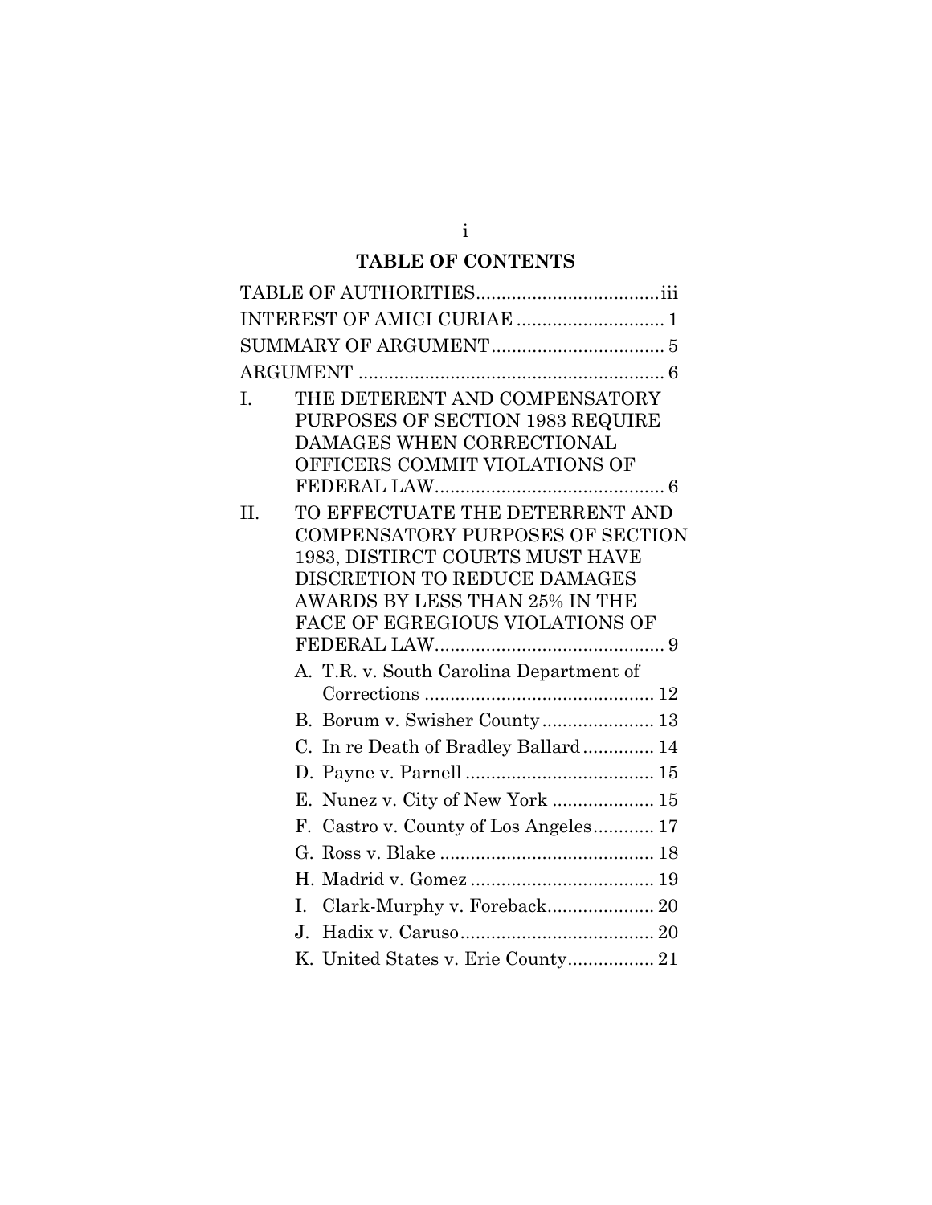# TABLE OF CONTENTS

TABLE OF AUTHORITIES....................................iii

INTEREST OF AMICI CURIAE ............................ 1

SUMMARY OF ARGUMENT.................................. 5

ARGUMENT ............................................................ 6

I. THE DETERENT AND COMPENSATORY PURPOSES OF SECTION 1983 REQUIRE DAMAGES WHEN CORRECTIONAL OFFICERS COMMIT VIOLATIONS OF FEDERAL LAW............................................ 6

II. TO EFFECTUATE THE DETERRENT AND COMPENSATORY PURPOSES OF SECTION 1983, DISTIRCT COURTS MUST HAVE DISCRETION TO REDUCE DAMAGES AWARDS BY LESS THAN 25% IN THE FACE OF EGREGIOUS VIOLATIONS OF FEDERAL LAW............................................ 9

   A. T.R. v. South Carolina Department of Corrections ............................................. 12

   B. Borum v. Swisher County...................... 13

   C. In re Death of Bradley Ballard.............. 14

   D. Payne v. Parnell ..................................... 15

   E. Nunez v. City of New York .................... 15

   F. Castro v. County of Los Angeles............ 17

   G. Ross v. Blake .......................................... 18

   H. Madrid v. Gomez .................................... 19

   I. Clark-Murphy v. Foreback..................... 20

   J. Hadix v. Caruso...................................... 20

   K. United States v. Erie County................. 21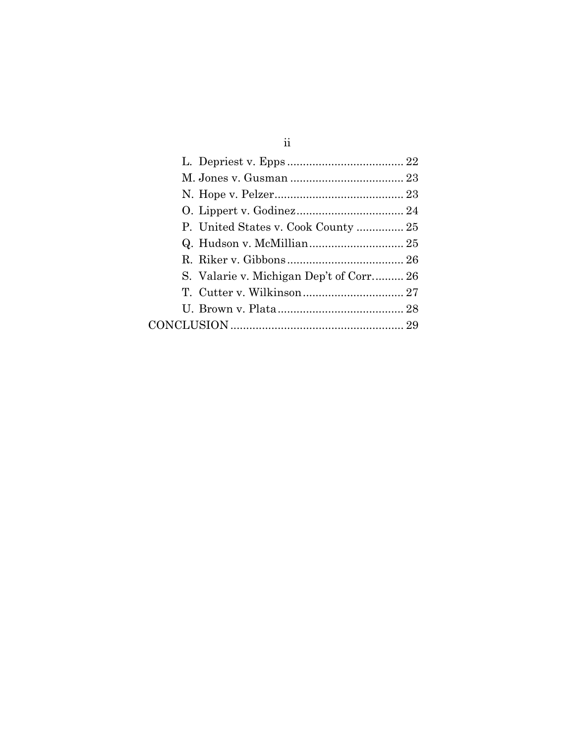L. Depriest v. Epps ..................................... 22

M. Jones v. Gusman .................................... 23

N. Hope v. Pelzer......................................... 23

O. Lippert v. Godinez.................................. 24

P. United States v. Cook County ............... 25

Q. Hudson v. McMillian.............................. 25

R. Riker v. Gibbons..................................... 26

S. Valarie v. Michigan Dep't of Corr.......... 26

T. Cutter v. Wilkinson................................ 27

U. Brown v. Plata........................................ 28

CONCLUSION ....................................................... 29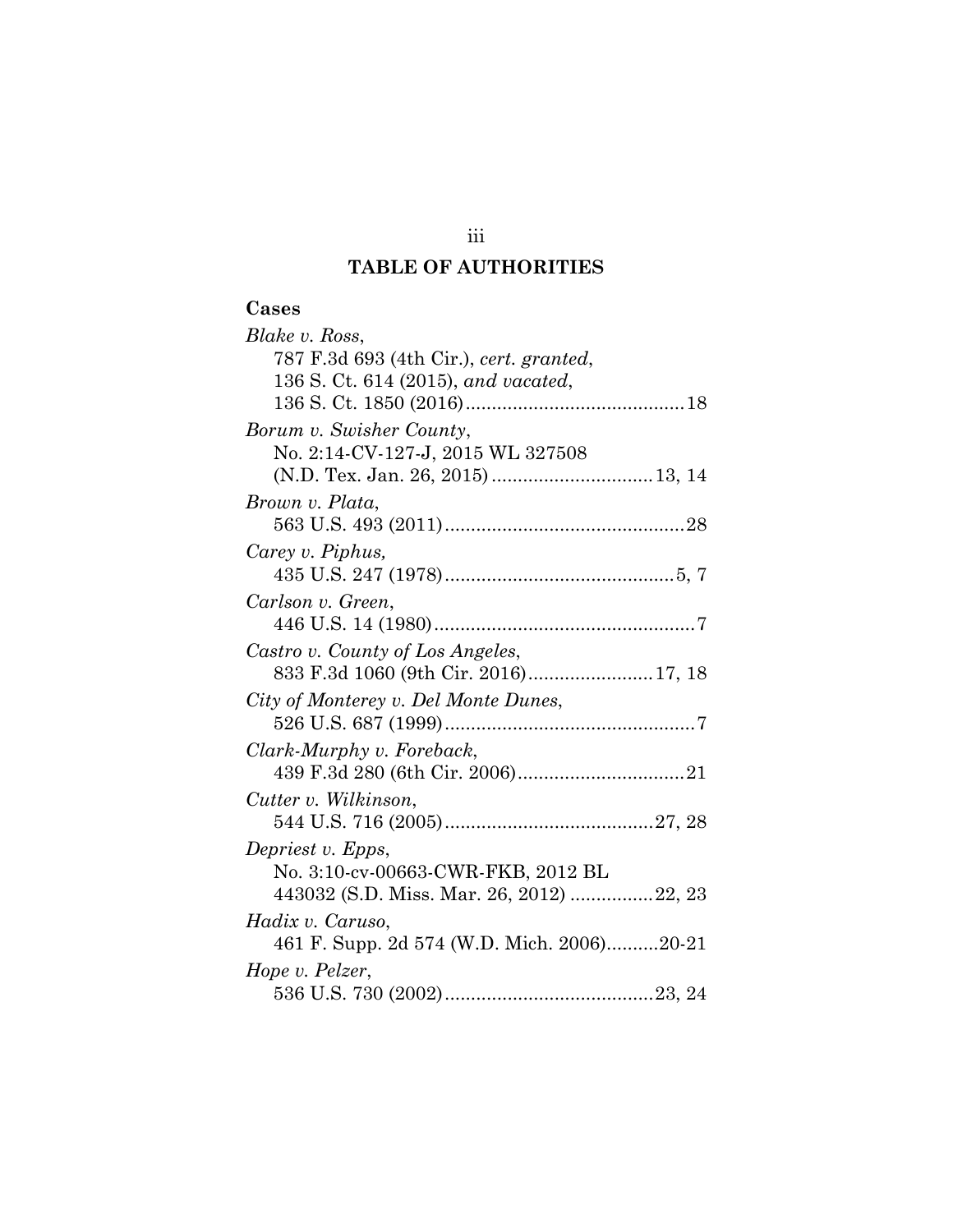## TABLE OF AUTHORITIES

### Cases

*Blake v. Ross*,
787 F.3d 693 (4th Cir.), *cert. granted*,
136 S. Ct. 614 (2015), *and vacated*,
136 S. Ct. 1850 (2016) .......................................... 18

*Borum v. Swisher County*,
No. 2:14-CV-127-J, 2015 WL 327508
(N.D. Tex. Jan. 26, 2015) .............................. 13, 14

*Brown v. Plata*,
563 U.S. 493 (2011) .............................................. 28

*Carey v. Piphus,*
435 U.S. 247 (1978) ............................................ 5, 7

*Carlson v. Green*,
446 U.S. 14 (1980) .................................................. 7

*Castro v. County of Los Angeles*,
833 F.3d 1060 (9th Cir. 2016) ........................ 17, 18

*City of Monterey v. Del Monte Dunes*,
526 U.S. 687 (1999) ................................................ 7

*Clark-Murphy v. Foreback*,
439 F.3d 280 (6th Cir. 2006) ................................ 21

*Cutter v. Wilkinson*,
544 U.S. 716 (2005) ........................................ 27, 28

*Depriest v. Epps*,
No. 3:10-cv-00663-CWR-FKB, 2012 BL
443032 (S.D. Miss. Mar. 26, 2012) ................ 22, 23

*Hadix v. Caruso*,
461 F. Supp. 2d 574 (W.D. Mich. 2006) .......... 20-21

*Hope v. Pelzer*,
536 U.S. 730 (2002) ........................................ 23, 24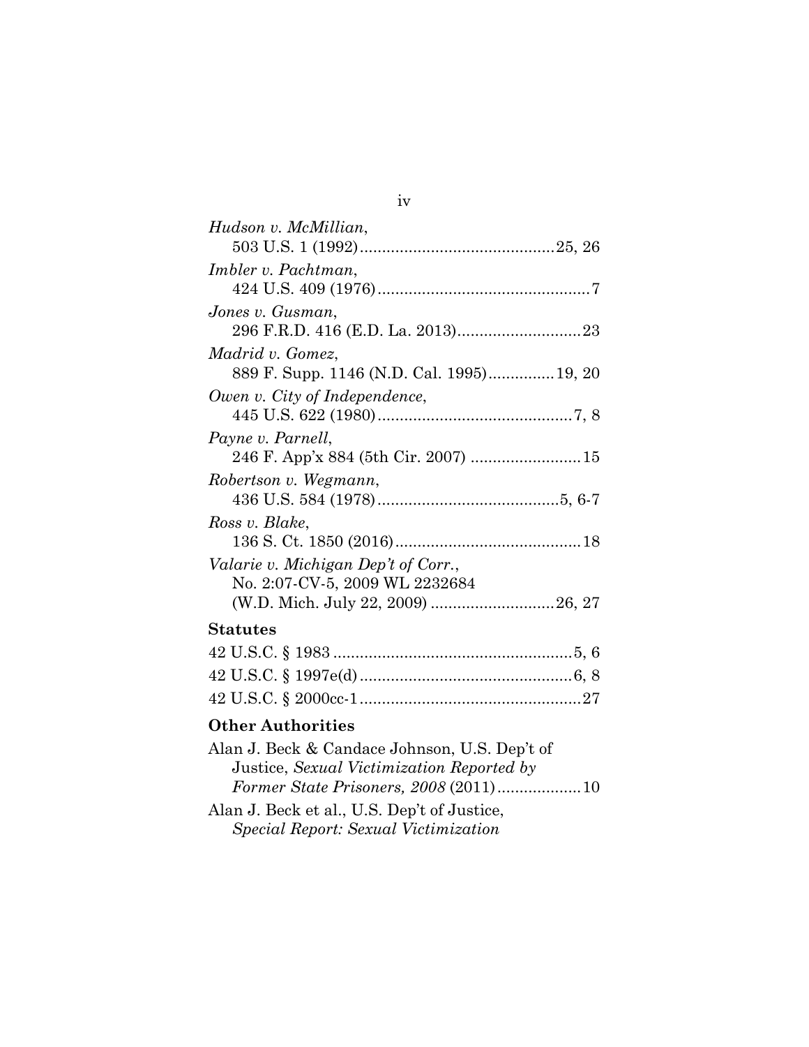*Hudson v. McMillian*,
503 U.S. 1 (1992)............................................25, 26

*Imbler v. Pachtman*,
424 U.S. 409 (1976)................................................7

*Jones v. Gusman*,
296 F.R.D. 416 (E.D. La. 2013)............................23

*Madrid v. Gomez*,
889 F. Supp. 1146 (N.D. Cal. 1995)...............19, 20

*Owen v. City of Independence*,
445 U.S. 622 (1980)............................................7, 8

*Payne v. Parnell*,
246 F. App'x 884 (5th Cir. 2007) .........................15

*Robertson v. Wegmann*,
436 U.S. 584 (1978).........................................5, 6-7

*Ross v. Blake*,
136 S. Ct. 1850 (2016)..........................................18

*Valarie v. Michigan Dep't of Corr.*,
No. 2:07-CV-5, 2009 WL 2232684
(W.D. Mich. July 22, 2009) ............................26, 27

**Statutes**

42 U.S.C. § 1983 ......................................................5, 6

42 U.S.C. § 1997e(d) ................................................6, 8

42 U.S.C. § 2000cc-1..................................................27

**Other Authorities**

Alan J. Beck & Candace Johnson, U.S. Dep't of
Justice, *Sexual Victimization Reported by
Former State Prisoners, 2008* (2011)...................10

Alan J. Beck et al., U.S. Dep't of Justice,
*Special Report: Sexual Victimization*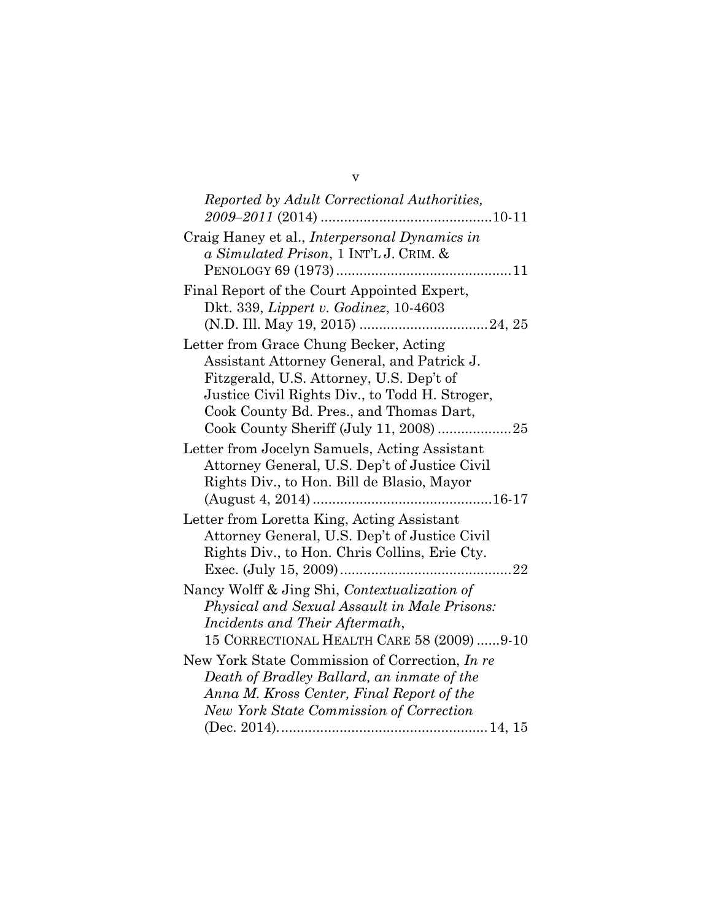*Reported by Adult Correctional Authorities, 2009–2011* (2014) ............................................10-11

Craig Haney et al., *Interpersonal Dynamics in a Simulated Prison*, 1 INT'L J. CRIM. & PENOLOGY 69 (1973) ............................................11

Final Report of the Court Appointed Expert, Dkt. 339, *Lippert v. Godinez*, 10-4603 (N.D. Ill. May 19, 2015) ................................24, 25

Letter from Grace Chung Becker, Acting Assistant Attorney General, and Patrick J. Fitzgerald, U.S. Attorney, U.S. Dep't of Justice Civil Rights Div., to Todd H. Stroger, Cook County Bd. Pres., and Thomas Dart, Cook County Sheriff (July 11, 2008) ..................25

Letter from Jocelyn Samuels, Acting Assistant Attorney General, U.S. Dep't of Justice Civil Rights Div., to Hon. Bill de Blasio, Mayor (August 4, 2014) ............................................16-17

Letter from Loretta King, Acting Assistant Attorney General, U.S. Dep't of Justice Civil Rights Div., to Hon. Chris Collins, Erie Cty. Exec. (July 15, 2009) ............................................22

Nancy Wolff & Jing Shi, *Contextualization of Physical and Sexual Assault in Male Prisons: Incidents and Their Aftermath*, 15 CORRECTIONAL HEALTH CARE 58 (2009) ......9-10

New York State Commission of Correction, *In re Death of Bradley Ballard, an inmate of the Anna M. Kross Center, Final Report of the New York State Commission of Correction* (Dec. 2014). ....................................................14, 15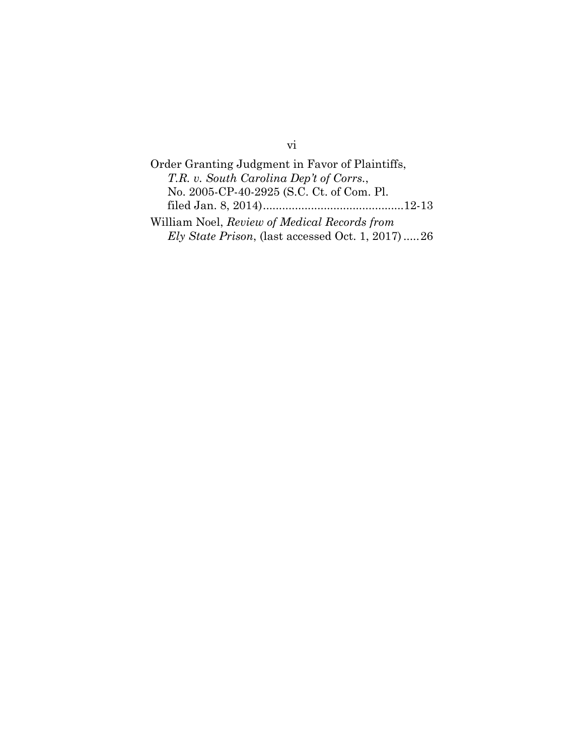Order Granting Judgment in Favor of Plaintiffs, *T.R. v. South Carolina Dep't of Corrs.*, No. 2005-CP-40-2925 (S.C. Ct. of Com. Pl. filed Jan. 8, 2014)............................................12-13

William Noel, *Review of Medical Records from Ely State Prison*, (last accessed Oct. 1, 2017).....26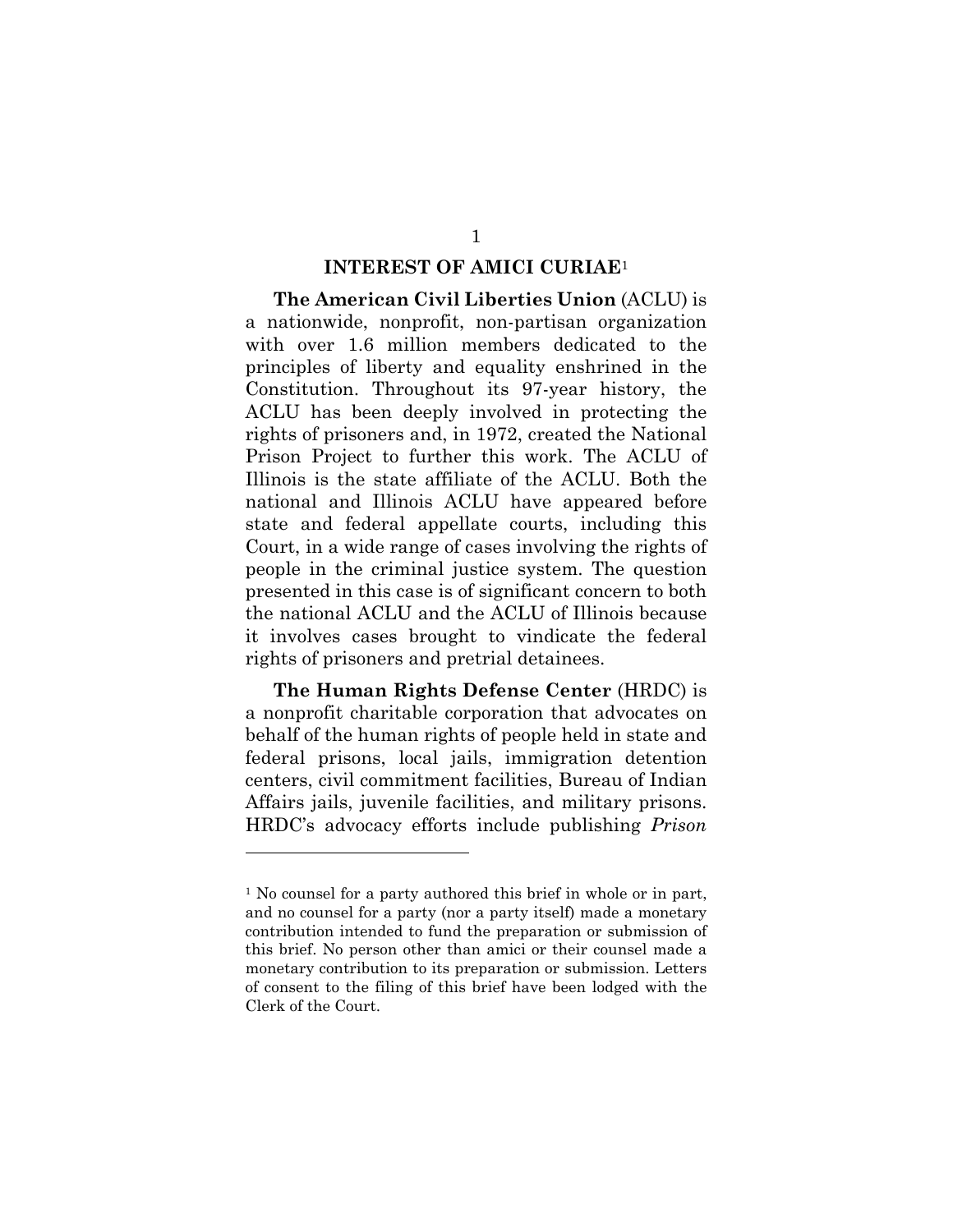## INTEREST OF AMICI CURIAE[1]

**The American Civil Liberties Union** (ACLU) is a nationwide, nonprofit, non-partisan organization with over 1.6 million members dedicated to the principles of liberty and equality enshrined in the Constitution. Throughout its 97-year history, the ACLU has been deeply involved in protecting the rights of prisoners and, in 1972, created the National Prison Project to further this work. The ACLU of Illinois is the state affiliate of the ACLU. Both the national and Illinois ACLU have appeared before state and federal appellate courts, including this Court, in a wide range of cases involving the rights of people in the criminal justice system. The question presented in this case is of significant concern to both the national ACLU and the ACLU of Illinois because it involves cases brought to vindicate the federal rights of prisoners and pretrial detainees.

**The Human Rights Defense Center** (HRDC) is a nonprofit charitable corporation that advocates on behalf of the human rights of people held in state and federal prisons, local jails, immigration detention centers, civil commitment facilities, Bureau of Indian Affairs jails, juvenile facilities, and military prisons. HRDC's advocacy efforts include publishing *Prison*

---

[1] No counsel for a party authored this brief in whole or in part, and no counsel for a party (nor a party itself) made a monetary contribution intended to fund the preparation or submission of this brief. No person other than amici or their counsel made a monetary contribution to its preparation or submission. Letters of consent to the filing of this brief have been lodged with the Clerk of the Court.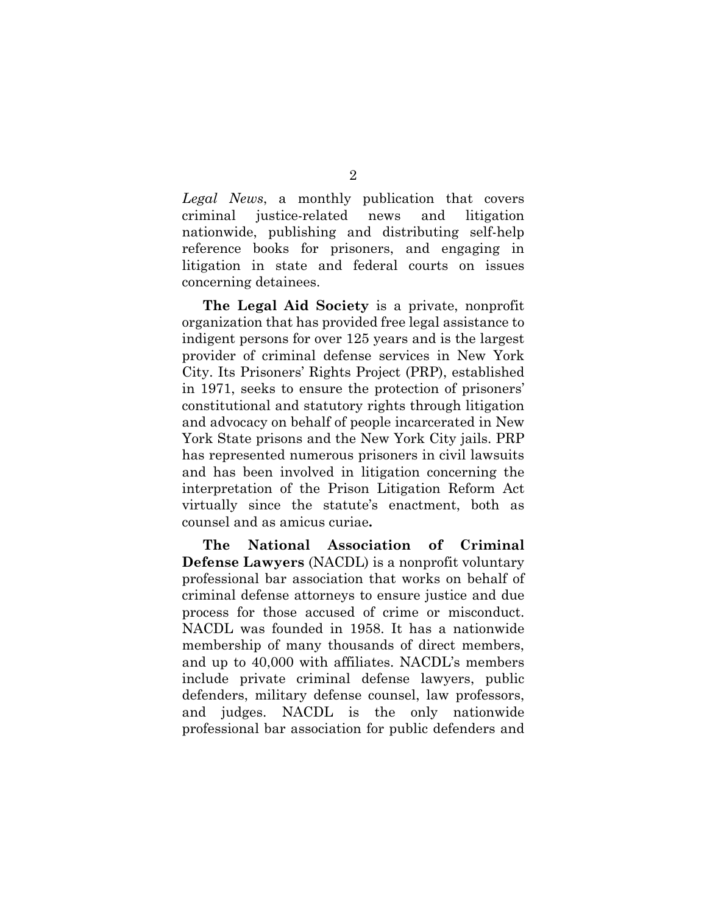*Legal News*, a monthly publication that covers criminal justice-related news and litigation nationwide, publishing and distributing self-help reference books for prisoners, and engaging in litigation in state and federal courts on issues concerning detainees.

**The Legal Aid Society** is a private, nonprofit organization that has provided free legal assistance to indigent persons for over 125 years and is the largest provider of criminal defense services in New York City. Its Prisoners' Rights Project (PRP), established in 1971, seeks to ensure the protection of prisoners' constitutional and statutory rights through litigation and advocacy on behalf of people incarcerated in New York State prisons and the New York City jails. PRP has represented numerous prisoners in civil lawsuits and has been involved in litigation concerning the interpretation of the Prison Litigation Reform Act virtually since the statute's enactment, both as counsel and as amicus curiae**.**

**The National Association of Criminal Defense Lawyers** (NACDL) is a nonprofit voluntary professional bar association that works on behalf of criminal defense attorneys to ensure justice and due process for those accused of crime or misconduct. NACDL was founded in 1958. It has a nationwide membership of many thousands of direct members, and up to 40,000 with affiliates. NACDL's members include private criminal defense lawyers, public defenders, military defense counsel, law professors, and judges. NACDL is the only nationwide professional bar association for public defenders and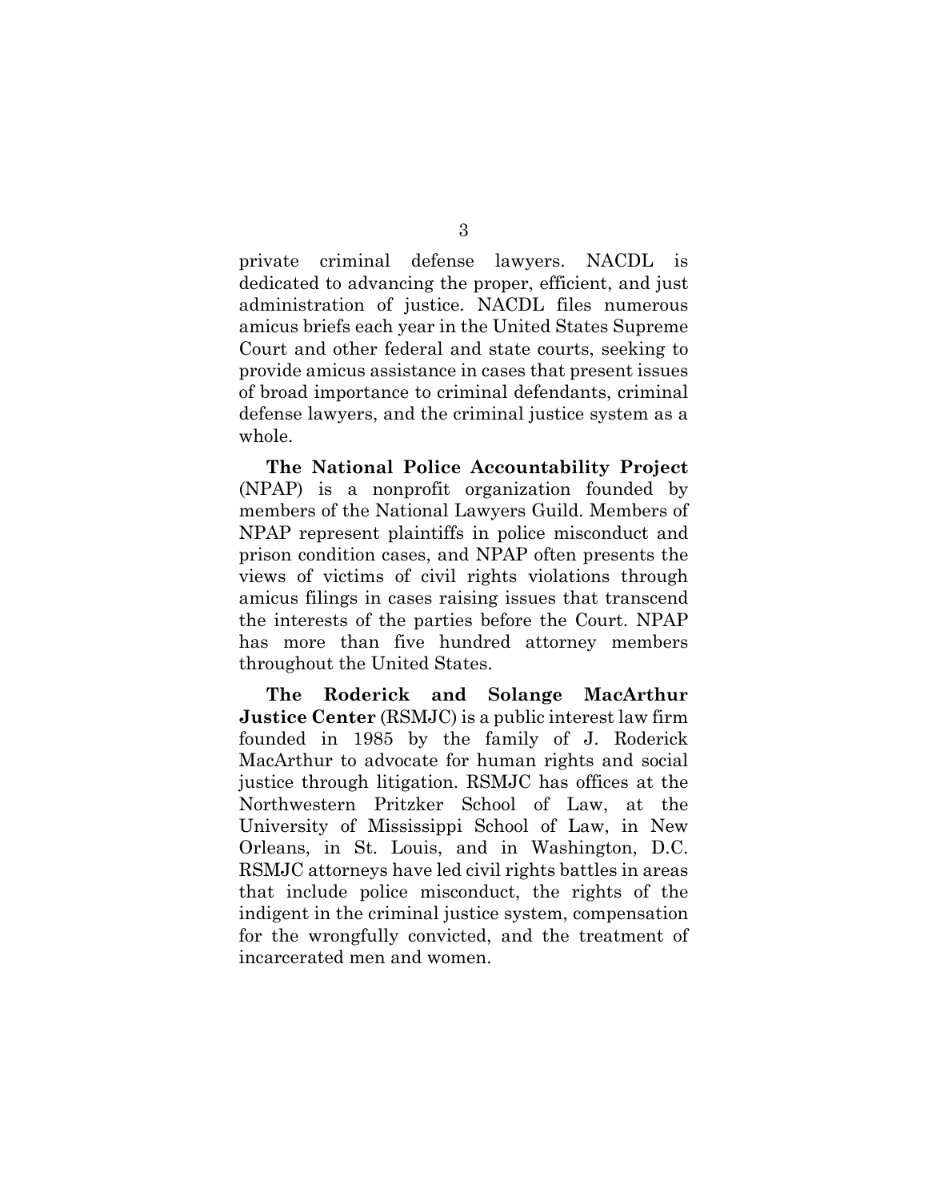private criminal defense lawyers. NACDL is dedicated to advancing the proper, efficient, and just administration of justice. NACDL files numerous amicus briefs each year in the United States Supreme Court and other federal and state courts, seeking to provide amicus assistance in cases that present issues of broad importance to criminal defendants, criminal defense lawyers, and the criminal justice system as a whole.

**The National Police Accountability Project** (NPAP) is a nonprofit organization founded by members of the National Lawyers Guild. Members of NPAP represent plaintiffs in police misconduct and prison condition cases, and NPAP often presents the views of victims of civil rights violations through amicus filings in cases raising issues that transcend the interests of the parties before the Court. NPAP has more than five hundred attorney members throughout the United States.

**The Roderick and Solange MacArthur Justice Center** (RSMJC) is a public interest law firm founded in 1985 by the family of J. Roderick MacArthur to advocate for human rights and social justice through litigation. RSMJC has offices at the Northwestern Pritzker School of Law, at the University of Mississippi School of Law, in New Orleans, in St. Louis, and in Washington, D.C. RSMJC attorneys have led civil rights battles in areas that include police misconduct, the rights of the indigent in the criminal justice system, compensation for the wrongfully convicted, and the treatment of incarcerated men and women.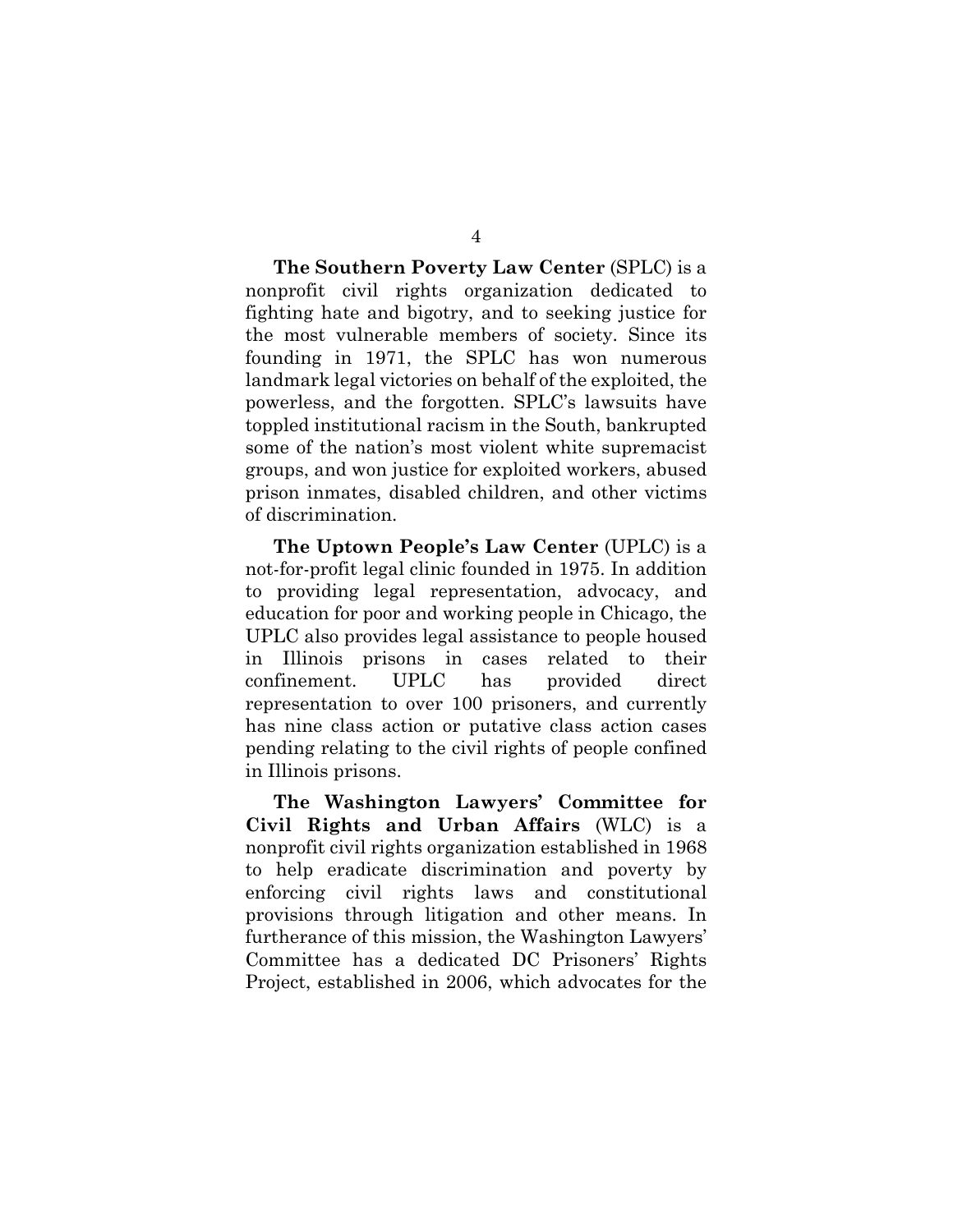**The Southern Poverty Law Center** (SPLC) is a nonprofit civil rights organization dedicated to fighting hate and bigotry, and to seeking justice for the most vulnerable members of society. Since its founding in 1971, the SPLC has won numerous landmark legal victories on behalf of the exploited, the powerless, and the forgotten. SPLC's lawsuits have toppled institutional racism in the South, bankrupted some of the nation's most violent white supremacist groups, and won justice for exploited workers, abused prison inmates, disabled children, and other victims of discrimination.

**The Uptown People's Law Center** (UPLC) is a not-for-profit legal clinic founded in 1975. In addition to providing legal representation, advocacy, and education for poor and working people in Chicago, the UPLC also provides legal assistance to people housed in Illinois prisons in cases related to their confinement. UPLC has provided direct representation to over 100 prisoners, and currently has nine class action or putative class action cases pending relating to the civil rights of people confined in Illinois prisons.

**The Washington Lawyers' Committee for Civil Rights and Urban Affairs** (WLC) is a nonprofit civil rights organization established in 1968 to help eradicate discrimination and poverty by enforcing civil rights laws and constitutional provisions through litigation and other means. In furtherance of this mission, the Washington Lawyers' Committee has a dedicated DC Prisoners' Rights Project, established in 2006, which advocates for the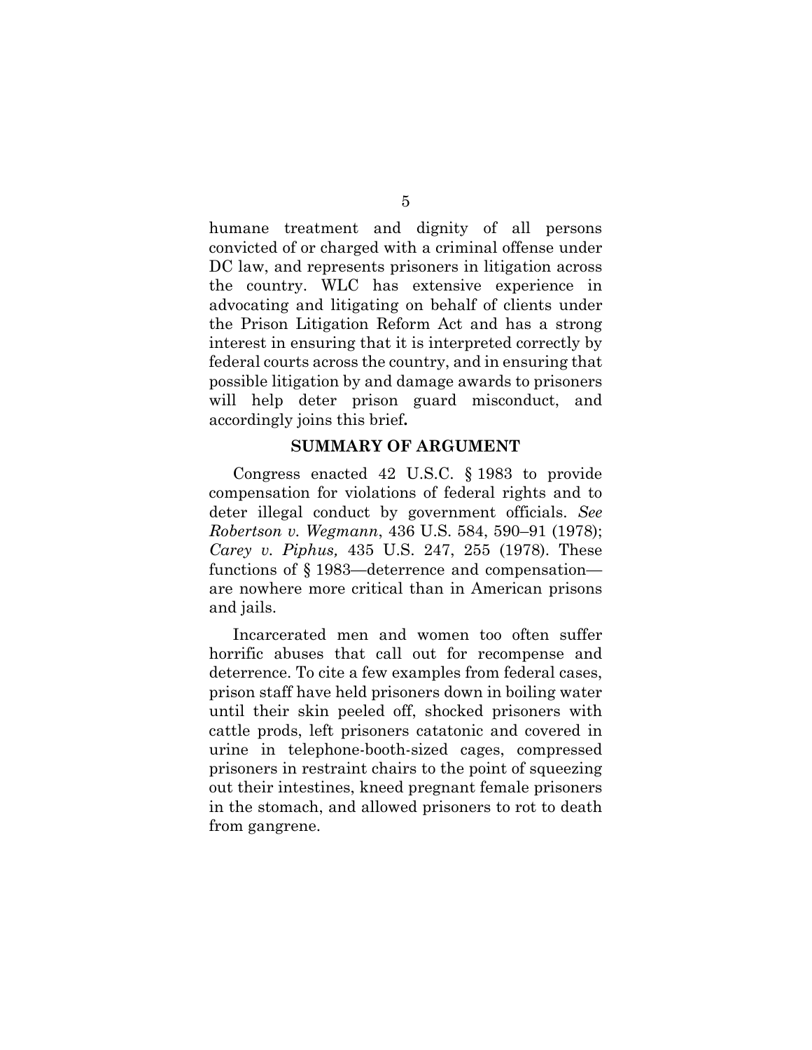humane treatment and dignity of all persons convicted of or charged with a criminal offense under DC law, and represents prisoners in litigation across the country. WLC has extensive experience in advocating and litigating on behalf of clients under the Prison Litigation Reform Act and has a strong interest in ensuring that it is interpreted correctly by federal courts across the country, and in ensuring that possible litigation by and damage awards to prisoners will help deter prison guard misconduct, and accordingly joins this brief**.**

## SUMMARY OF ARGUMENT

Congress enacted 42 U.S.C. § 1983 to provide compensation for violations of federal rights and to deter illegal conduct by government officials. *See Robertson v. Wegmann*, 436 U.S. 584, 590–91 (1978); *Carey v. Piphus,* 435 U.S. 247, 255 (1978). These functions of § 1983—deterrence and compensation—are nowhere more critical than in American prisons and jails.

Incarcerated men and women too often suffer horrific abuses that call out for recompense and deterrence. To cite a few examples from federal cases, prison staff have held prisoners down in boiling water until their skin peeled off, shocked prisoners with cattle prods, left prisoners catatonic and covered in urine in telephone-booth-sized cages, compressed prisoners in restraint chairs to the point of squeezing out their intestines, kneed pregnant female prisoners in the stomach, and allowed prisoners to rot to death from gangrene.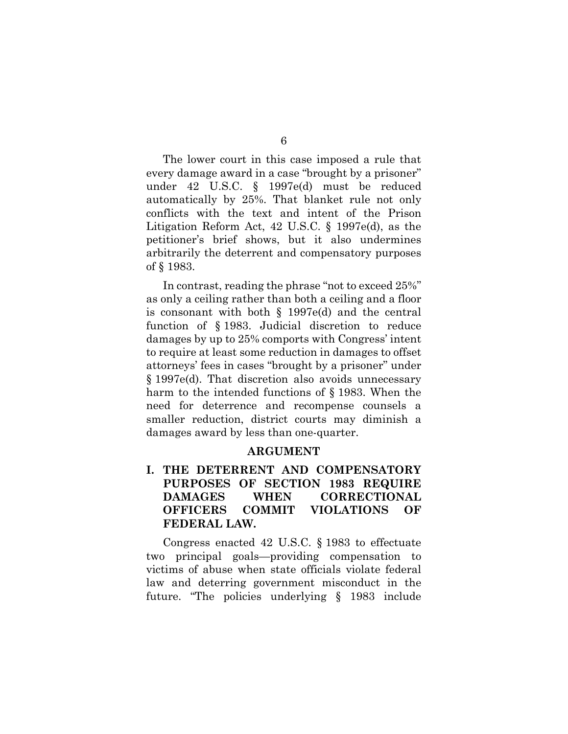The lower court in this case imposed a rule that every damage award in a case "brought by a prisoner" under 42 U.S.C. § 1997e(d) must be reduced automatically by 25%. That blanket rule not only conflicts with the text and intent of the Prison Litigation Reform Act, 42 U.S.C. § 1997e(d), as the petitioner's brief shows, but it also undermines arbitrarily the deterrent and compensatory purposes of § 1983.

In contrast, reading the phrase "not to exceed 25%" as only a ceiling rather than both a ceiling and a floor is consonant with both § 1997e(d) and the central function of § 1983. Judicial discretion to reduce damages by up to 25% comports with Congress' intent to require at least some reduction in damages to offset attorneys' fees in cases "brought by a prisoner" under § 1997e(d). That discretion also avoids unnecessary harm to the intended functions of § 1983. When the need for deterrence and recompense counsels a smaller reduction, district courts may diminish a damages award by less than one-quarter.

## ARGUMENT

### I. THE DETERRENT AND COMPENSATORY PURPOSES OF SECTION 1983 REQUIRE DAMAGES WHEN CORRECTIONAL OFFICERS COMMIT VIOLATIONS OF FEDERAL LAW.

Congress enacted 42 U.S.C. § 1983 to effectuate two principal goals—providing compensation to victims of abuse when state officials violate federal law and deterring government misconduct in the future. "The policies underlying § 1983 include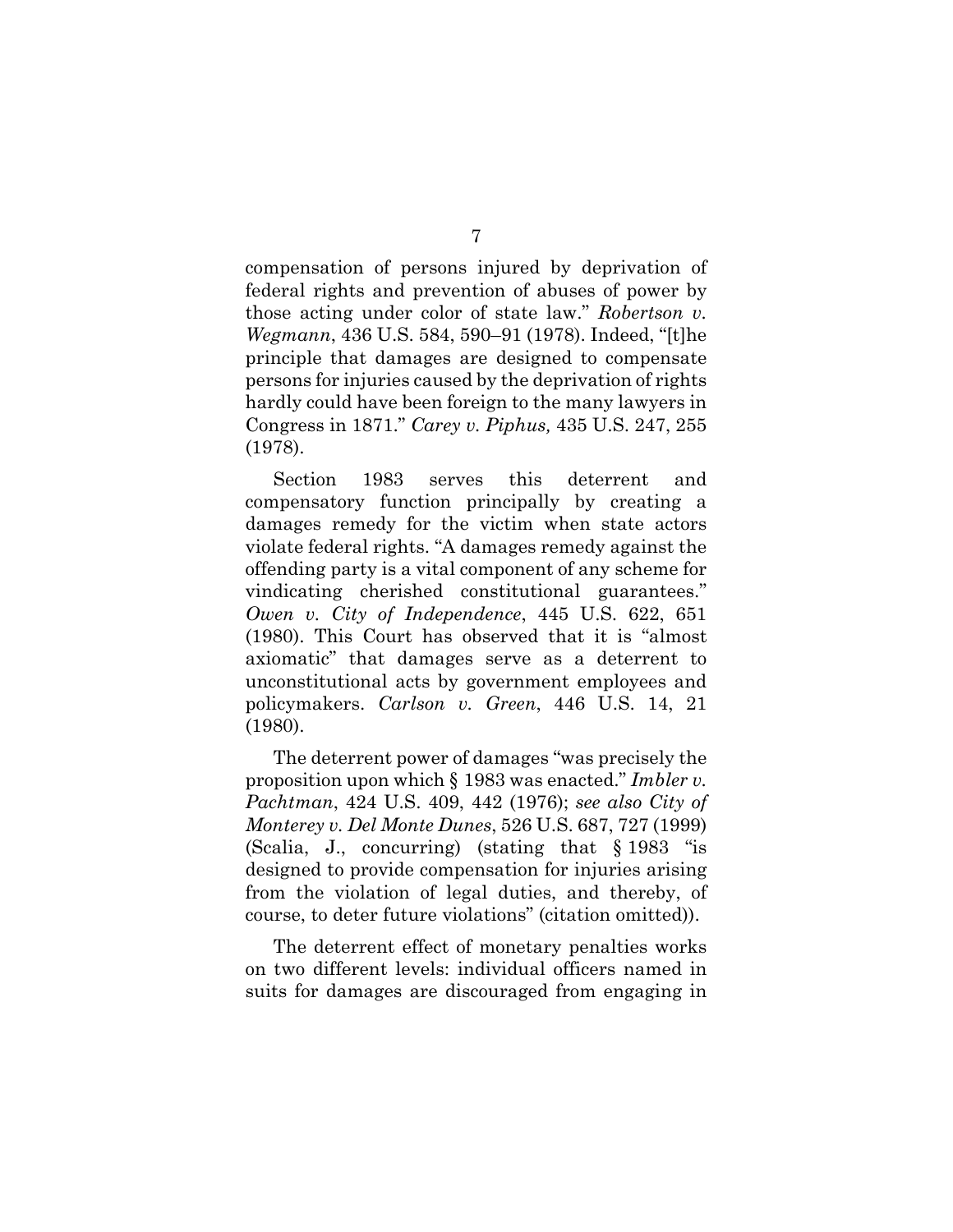compensation of persons injured by deprivation of federal rights and prevention of abuses of power by those acting under color of state law." *Robertson v. Wegmann*, 436 U.S. 584, 590–91 (1978). Indeed, "[t]he principle that damages are designed to compensate persons for injuries caused by the deprivation of rights hardly could have been foreign to the many lawyers in Congress in 1871." *Carey v. Piphus,* 435 U.S. 247, 255 (1978).

Section 1983 serves this deterrent and compensatory function principally by creating a damages remedy for the victim when state actors violate federal rights. "A damages remedy against the offending party is a vital component of any scheme for vindicating cherished constitutional guarantees." *Owen v. City of Independence*, 445 U.S. 622, 651 (1980). This Court has observed that it is "almost axiomatic" that damages serve as a deterrent to unconstitutional acts by government employees and policymakers. *Carlson v. Green*, 446 U.S. 14, 21 (1980).

The deterrent power of damages "was precisely the proposition upon which § 1983 was enacted." *Imbler v. Pachtman*, 424 U.S. 409, 442 (1976); *see also City of Monterey v. Del Monte Dunes*, 526 U.S. 687, 727 (1999) (Scalia, J., concurring) (stating that § 1983 "is designed to provide compensation for injuries arising from the violation of legal duties, and thereby, of course, to deter future violations" (citation omitted)).

The deterrent effect of monetary penalties works on two different levels: individual officers named in suits for damages are discouraged from engaging in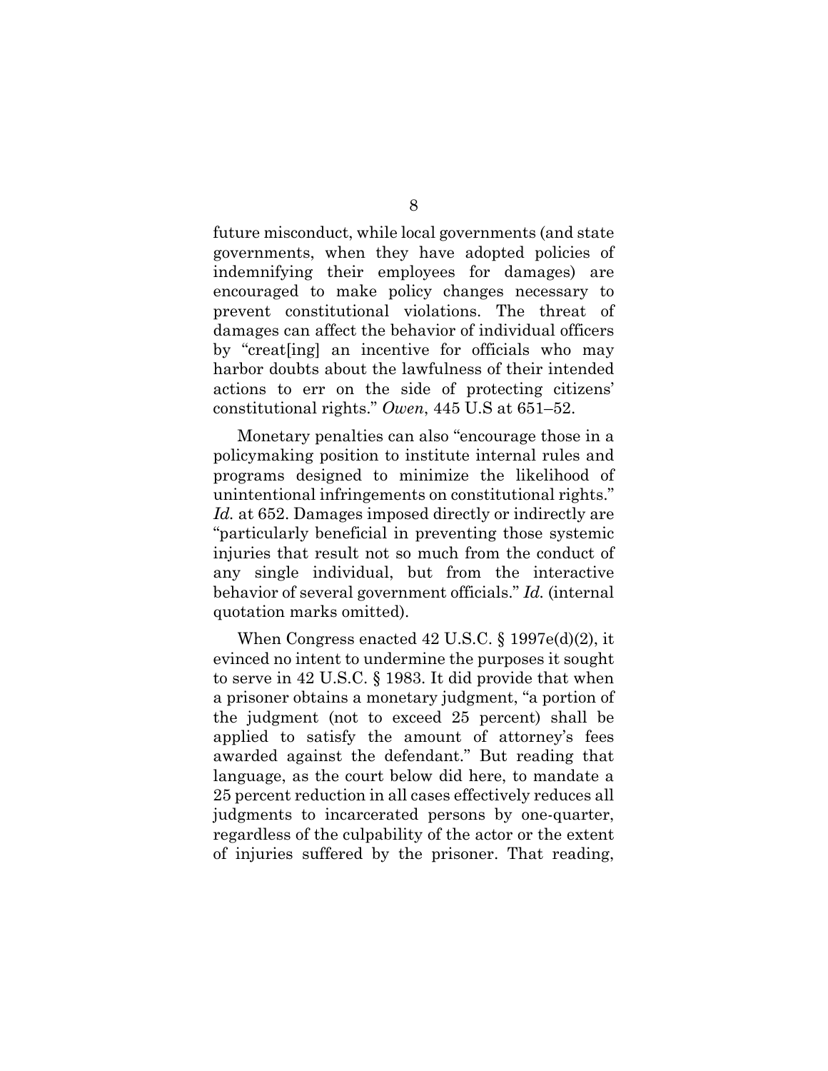future misconduct, while local governments (and state governments, when they have adopted policies of indemnifying their employees for damages) are encouraged to make policy changes necessary to prevent constitutional violations. The threat of damages can affect the behavior of individual officers by "creat[ing] an incentive for officials who may harbor doubts about the lawfulness of their intended actions to err on the side of protecting citizens' constitutional rights." *Owen*, 445 U.S at 651–52.

Monetary penalties can also "encourage those in a policymaking position to institute internal rules and programs designed to minimize the likelihood of unintentional infringements on constitutional rights." *Id.* at 652. Damages imposed directly or indirectly are "particularly beneficial in preventing those systemic injuries that result not so much from the conduct of any single individual, but from the interactive behavior of several government officials." *Id.* (internal quotation marks omitted).

When Congress enacted 42 U.S.C. § 1997e(d)(2), it evinced no intent to undermine the purposes it sought to serve in 42 U.S.C. § 1983. It did provide that when a prisoner obtains a monetary judgment, "a portion of the judgment (not to exceed 25 percent) shall be applied to satisfy the amount of attorney's fees awarded against the defendant." But reading that language, as the court below did here, to mandate a 25 percent reduction in all cases effectively reduces all judgments to incarcerated persons by one-quarter, regardless of the culpability of the actor or the extent of injuries suffered by the prisoner. That reading,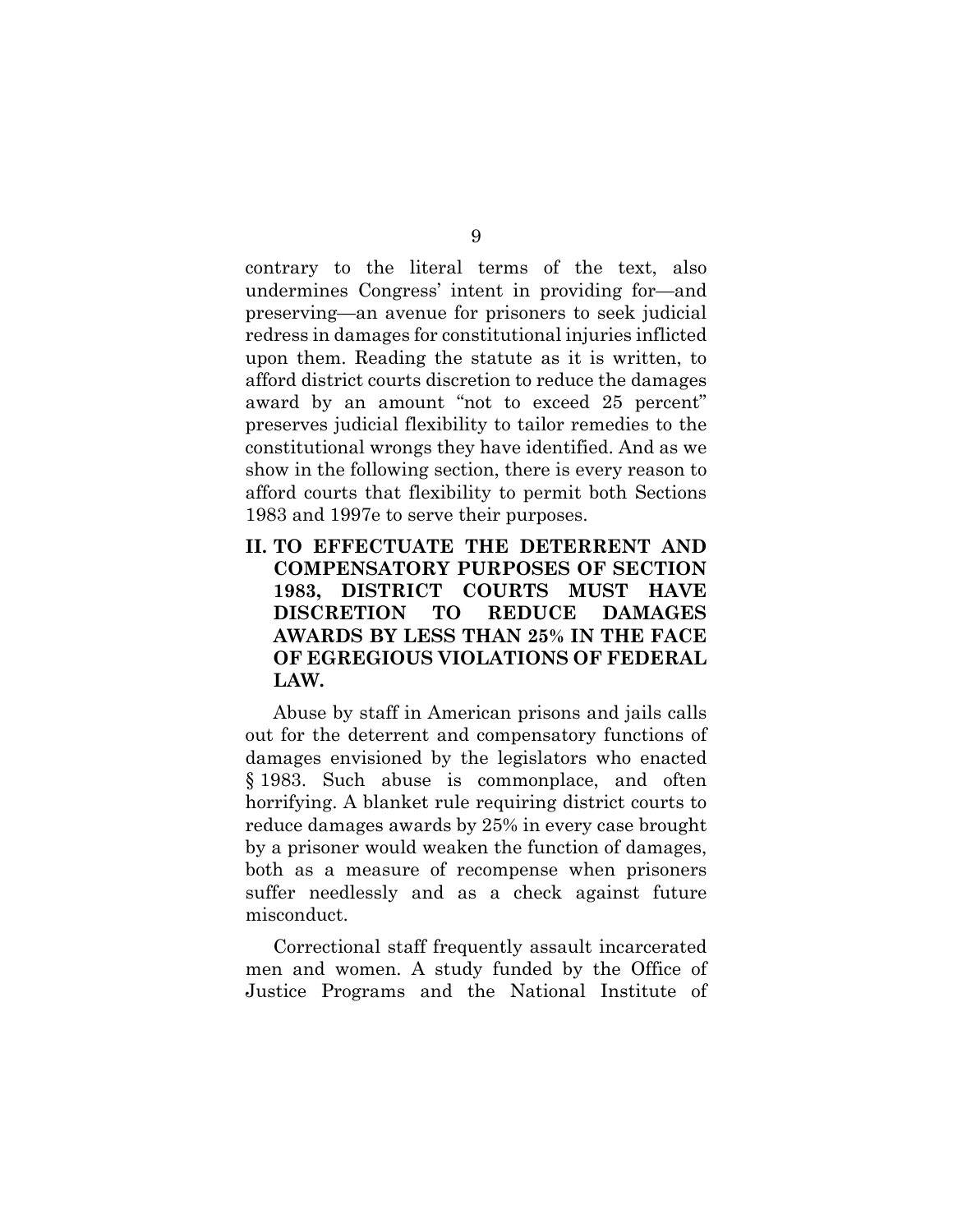contrary to the literal terms of the text, also undermines Congress' intent in providing for—and preserving—an avenue for prisoners to seek judicial redress in damages for constitutional injuries inflicted upon them. Reading the statute as it is written, to afford district courts discretion to reduce the damages award by an amount "not to exceed 25 percent" preserves judicial flexibility to tailor remedies to the constitutional wrongs they have identified. And as we show in the following section, there is every reason to afford courts that flexibility to permit both Sections 1983 and 1997e to serve their purposes.

## II. TO EFFECTUATE THE DETERRENT AND COMPENSATORY PURPOSES OF SECTION 1983, DISTRICT COURTS MUST HAVE DISCRETION TO REDUCE DAMAGES AWARDS BY LESS THAN 25% IN THE FACE OF EGREGIOUS VIOLATIONS OF FEDERAL LAW.

Abuse by staff in American prisons and jails calls out for the deterrent and compensatory functions of damages envisioned by the legislators who enacted § 1983. Such abuse is commonplace, and often horrifying. A blanket rule requiring district courts to reduce damages awards by 25% in every case brought by a prisoner would weaken the function of damages, both as a measure of recompense when prisoners suffer needlessly and as a check against future misconduct.

Correctional staff frequently assault incarcerated men and women. A study funded by the Office of Justice Programs and the National Institute of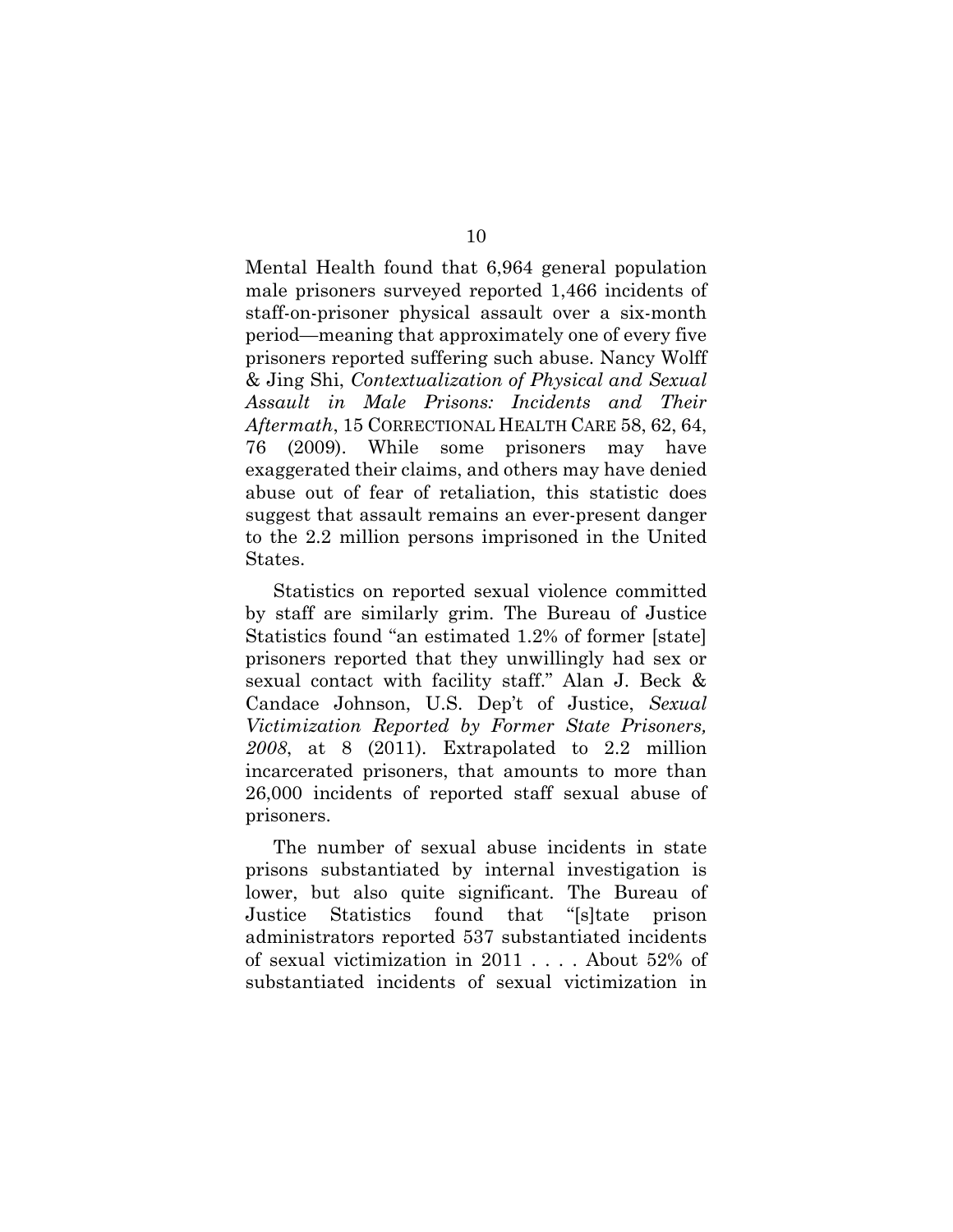Mental Health found that 6,964 general population male prisoners surveyed reported 1,466 incidents of staff-on-prisoner physical assault over a six-month period—meaning that approximately one of every five prisoners reported suffering such abuse. Nancy Wolff & Jing Shi, *Contextualization of Physical and Sexual Assault in Male Prisons: Incidents and Their Aftermath*, 15 CORRECTIONAL HEALTH CARE 58, 62, 64, 76 (2009). While some prisoners may have exaggerated their claims, and others may have denied abuse out of fear of retaliation, this statistic does suggest that assault remains an ever-present danger to the 2.2 million persons imprisoned in the United States.

Statistics on reported sexual violence committed by staff are similarly grim. The Bureau of Justice Statistics found "an estimated 1.2% of former [state] prisoners reported that they unwillingly had sex or sexual contact with facility staff." Alan J. Beck & Candace Johnson, U.S. Dep't of Justice, *Sexual Victimization Reported by Former State Prisoners, 2008*, at 8 (2011). Extrapolated to 2.2 million incarcerated prisoners, that amounts to more than 26,000 incidents of reported staff sexual abuse of prisoners.

The number of sexual abuse incidents in state prisons substantiated by internal investigation is lower, but also quite significant. The Bureau of Justice Statistics found that "[s]tate prison administrators reported 537 substantiated incidents of sexual victimization in 2011 . . . . About 52% of substantiated incidents of sexual victimization in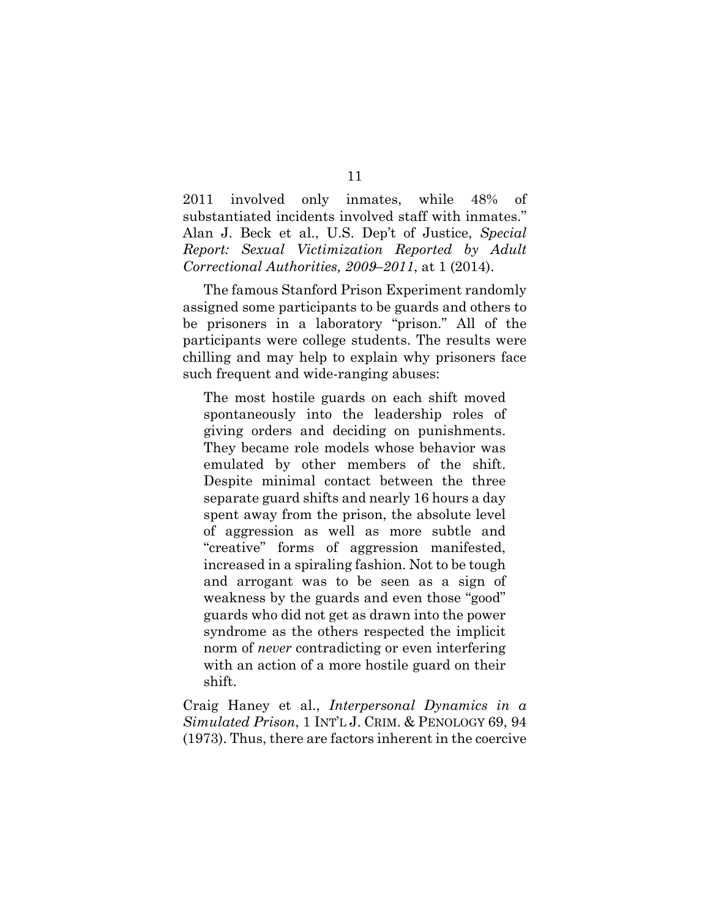2011 involved only inmates, while 48% of substantiated incidents involved staff with inmates." Alan J. Beck et al., U.S. Dep't of Justice, *Special Report: Sexual Victimization Reported by Adult Correctional Authorities, 2009–2011*, at 1 (2014).

The famous Stanford Prison Experiment randomly assigned some participants to be guards and others to be prisoners in a laboratory "prison." All of the participants were college students. The results were chilling and may help to explain why prisoners face such frequent and wide-ranging abuses:

> The most hostile guards on each shift moved spontaneously into the leadership roles of giving orders and deciding on punishments. They became role models whose behavior was emulated by other members of the shift. Despite minimal contact between the three separate guard shifts and nearly 16 hours a day spent away from the prison, the absolute level of aggression as well as more subtle and "creative" forms of aggression manifested, increased in a spiraling fashion. Not to be tough and arrogant was to be seen as a sign of weakness by the guards and even those "good" guards who did not get as drawn into the power syndrome as the others respected the implicit norm of *never* contradicting or even interfering with an action of a more hostile guard on their shift.

Craig Haney et al., *Interpersonal Dynamics in a Simulated Prison*, 1 INT'L J. CRIM. & PENOLOGY 69, 94 (1973). Thus, there are factors inherent in the coercive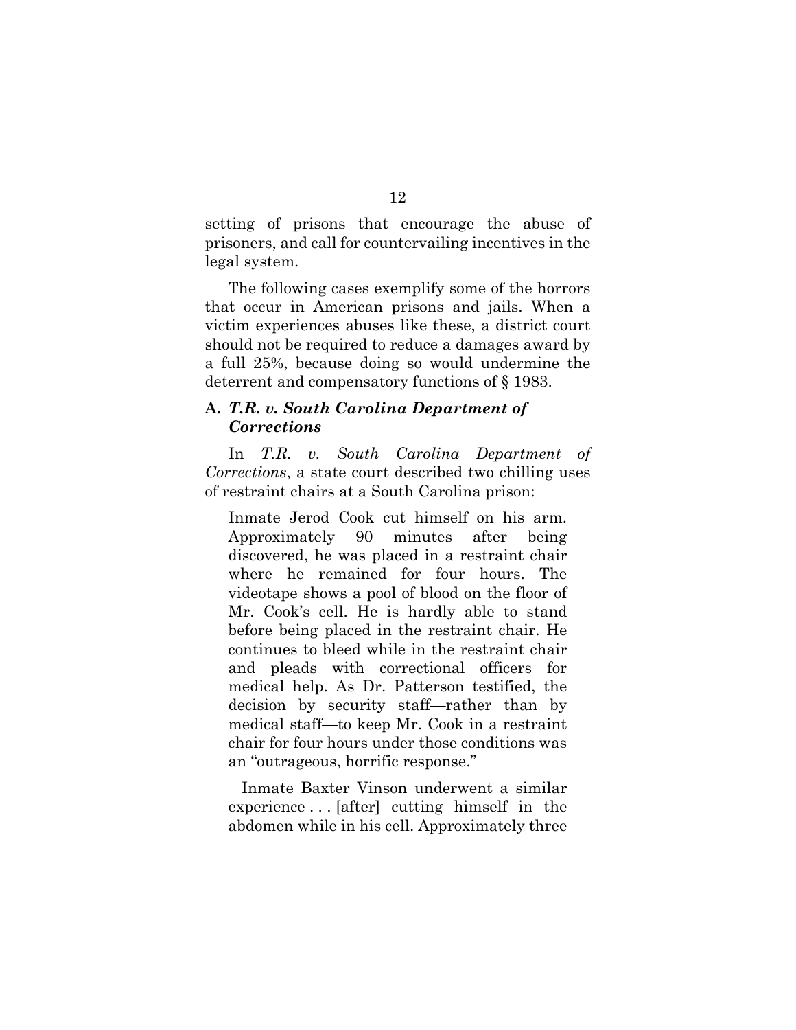setting of prisons that encourage the abuse of prisoners, and call for countervailing incentives in the legal system.

The following cases exemplify some of the horrors that occur in American prisons and jails. When a victim experiences abuses like these, a district court should not be required to reduce a damages award by a full 25%, because doing so would undermine the deterrent and compensatory functions of § 1983.

### A. *T.R. v. South Carolina Department of Corrections*

In *T.R. v. South Carolina Department of Corrections*, a state court described two chilling uses of restraint chairs at a South Carolina prison:

> Inmate Jerod Cook cut himself on his arm. Approximately 90 minutes after being discovered, he was placed in a restraint chair where he remained for four hours. The videotape shows a pool of blood on the floor of Mr. Cook's cell. He is hardly able to stand before being placed in the restraint chair. He continues to bleed while in the restraint chair and pleads with correctional officers for medical help. As Dr. Patterson testified, the decision by security staff—rather than by medical staff—to keep Mr. Cook in a restraint chair for four hours under those conditions was an "outrageous, horrific response."
>
> Inmate Baxter Vinson underwent a similar experience . . . [after] cutting himself in the abdomen while in his cell. Approximately three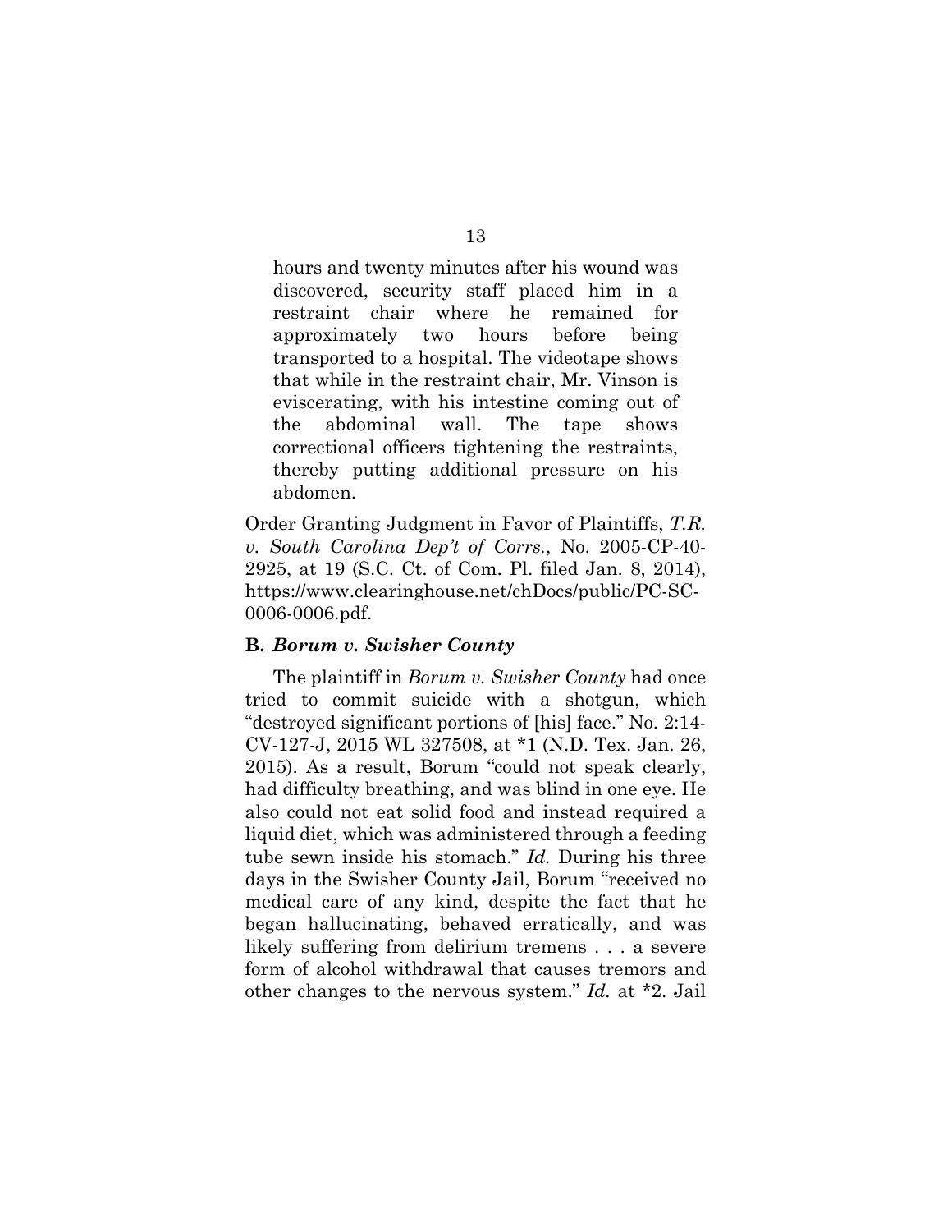> hours and twenty minutes after his wound was discovered, security staff placed him in a restraint chair where he remained for approximately two hours before being transported to a hospital. The videotape shows that while in the restraint chair, Mr. Vinson is eviscerating, with his intestine coming out of the abdominal wall. The tape shows correctional officers tightening the restraints, thereby putting additional pressure on his abdomen.

Order Granting Judgment in Favor of Plaintiffs, *T.R. v. South Carolina Dep't of Corrs.*, No. 2005-CP-40-2925, at 19 (S.C. Ct. of Com. Pl. filed Jan. 8, 2014), https://www.clearinghouse.net/chDocs/public/PC-SC-0006-0006.pdf.

### B. *Borum v. Swisher County*

The plaintiff in *Borum v. Swisher County* had once tried to commit suicide with a shotgun, which "destroyed significant portions of [his] face." No. 2:14-CV-127-J, 2015 WL 327508, at *1 (N.D. Tex. Jan. 26, 2015). As a result, Borum "could not speak clearly, had difficulty breathing, and was blind in one eye. He also could not eat solid food and instead required a liquid diet, which was administered through a feeding tube sewn inside his stomach." *Id.* During his three days in the Swisher County Jail, Borum "received no medical care of any kind, despite the fact that he began hallucinating, behaved erratically, and was likely suffering from delirium tremens . . . a severe form of alcohol withdrawal that causes tremors and other changes to the nervous system." *Id.* at *2. Jail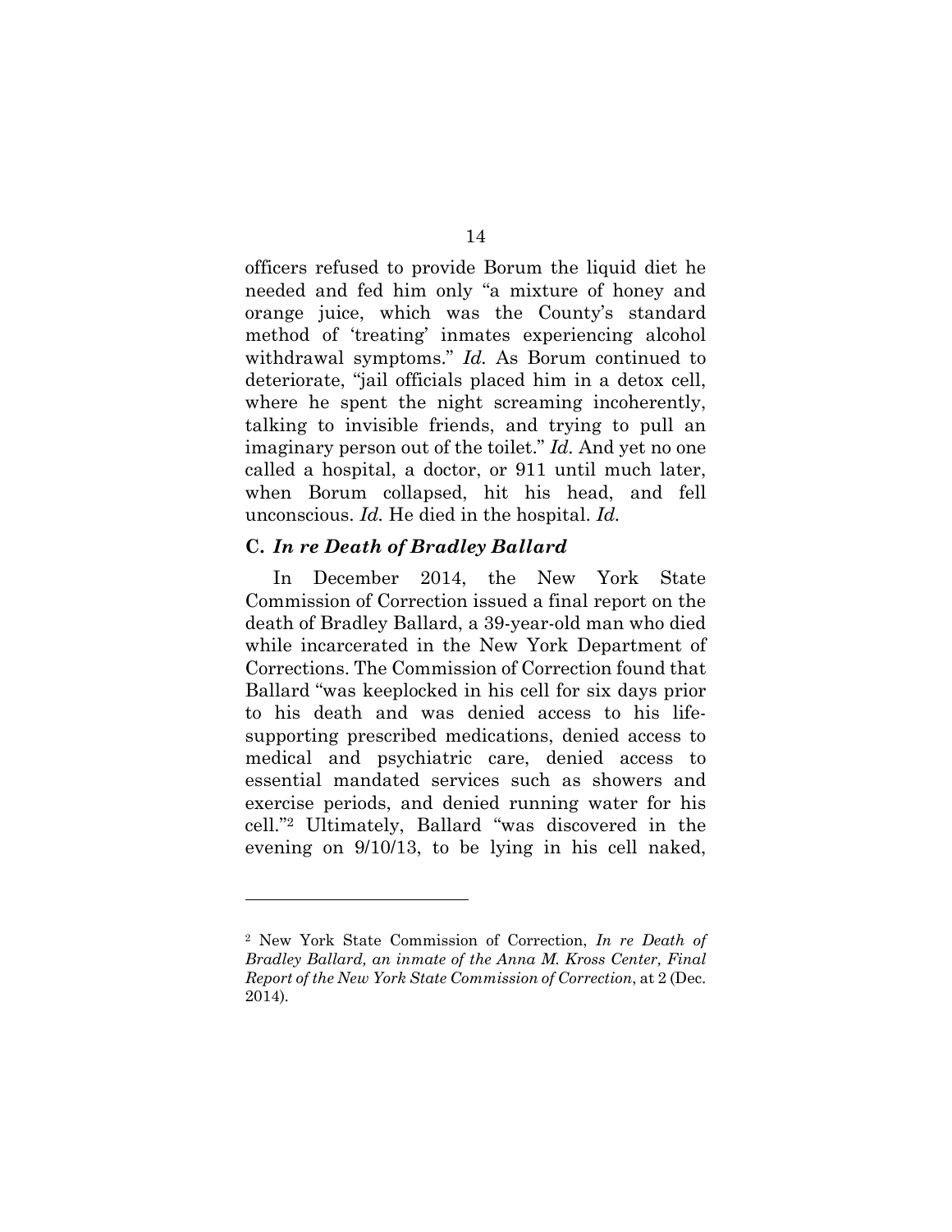officers refused to provide Borum the liquid diet he needed and fed him only "a mixture of honey and orange juice, which was the County's standard method of 'treating' inmates experiencing alcohol withdrawal symptoms." *Id.* As Borum continued to deteriorate, "jail officials placed him in a detox cell, where he spent the night screaming incoherently, talking to invisible friends, and trying to pull an imaginary person out of the toilet." *Id.* And yet no one called a hospital, a doctor, or 911 until much later, when Borum collapsed, hit his head, and fell unconscious. *Id.* He died in the hospital. *Id.*

### C. *In re Death of Bradley Ballard*

In December 2014, the New York State Commission of Correction issued a final report on the death of Bradley Ballard, a 39-year-old man who died while incarcerated in the New York Department of Corrections. The Commission of Correction found that Ballard "was keeplocked in his cell for six days prior to his death and was denied access to his life-supporting prescribed medications, denied access to medical and psychiatric care, denied access to essential mandated services such as showers and exercise periods, and denied running water for his cell."[2] Ultimately, Ballard "was discovered in the evening on 9/10/13, to be lying in his cell naked,

---

[2] New York State Commission of Correction, *In re Death of Bradley Ballard, an inmate of the Anna M. Kross Center, Final Report of the New York State Commission of Correction*, at 2 (Dec. 2014).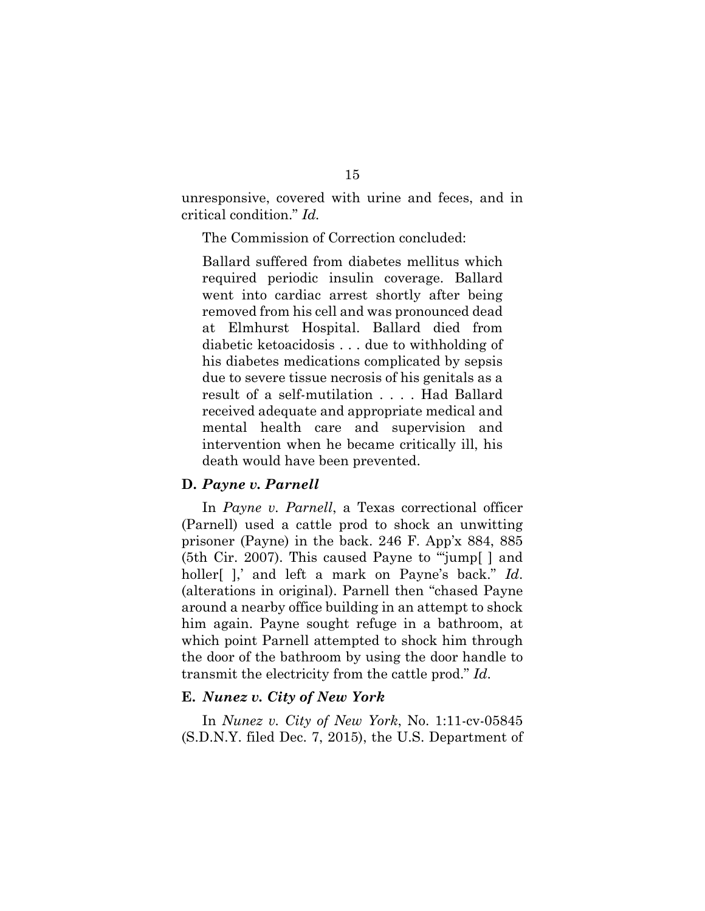unresponsive, covered with urine and feces, and in critical condition." *Id.*

The Commission of Correction concluded:

> Ballard suffered from diabetes mellitus which required periodic insulin coverage. Ballard went into cardiac arrest shortly after being removed from his cell and was pronounced dead at Elmhurst Hospital. Ballard died from diabetic ketoacidosis . . . due to withholding of his diabetes medications complicated by sepsis due to severe tissue necrosis of his genitals as a result of a self-mutilation . . . . Had Ballard received adequate and appropriate medical and mental health care and supervision and intervention when he became critically ill, his death would have been prevented.

### D. *Payne v. Parnell*

In *Payne v. Parnell*, a Texas correctional officer (Parnell) used a cattle prod to shock an unwitting prisoner (Payne) in the back. 246 F. App'x 884, 885 (5th Cir. 2007). This caused Payne to "'jump[ ] and holler[ ],' and left a mark on Payne's back." *Id*. (alterations in original). Parnell then "chased Payne around a nearby office building in an attempt to shock him again. Payne sought refuge in a bathroom, at which point Parnell attempted to shock him through the door of the bathroom by using the door handle to transmit the electricity from the cattle prod." *Id*.

### E. *Nunez v. City of New York*

In *Nunez v. City of New York*, No. 1:11-cv-05845 (S.D.N.Y. filed Dec. 7, 2015), the U.S. Department of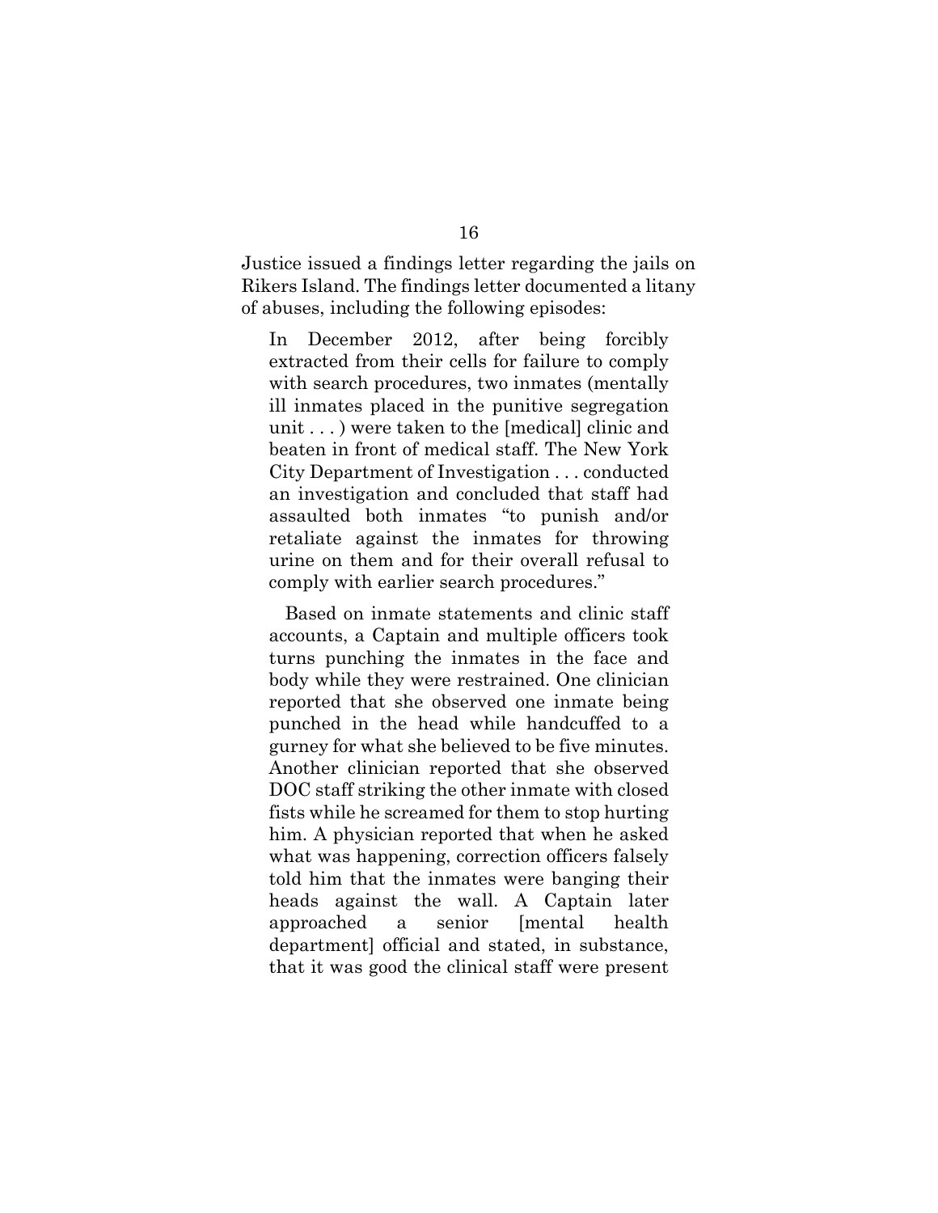Justice issued a findings letter regarding the jails on Rikers Island. The findings letter documented a litany of abuses, including the following episodes:

> In December 2012, after being forcibly extracted from their cells for failure to comply with search procedures, two inmates (mentally ill inmates placed in the punitive segregation unit . . . ) were taken to the [medical] clinic and beaten in front of medical staff. The New York City Department of Investigation . . . conducted an investigation and concluded that staff had assaulted both inmates "to punish and/or retaliate against the inmates for throwing urine on them and for their overall refusal to comply with earlier search procedures."
>
> Based on inmate statements and clinic staff accounts, a Captain and multiple officers took turns punching the inmates in the face and body while they were restrained. One clinician reported that she observed one inmate being punched in the head while handcuffed to a gurney for what she believed to be five minutes. Another clinician reported that she observed DOC staff striking the other inmate with closed fists while he screamed for them to stop hurting him. A physician reported that when he asked what was happening, correction officers falsely told him that the inmates were banging their heads against the wall. A Captain later approached a senior [mental health department] official and stated, in substance, that it was good the clinical staff were present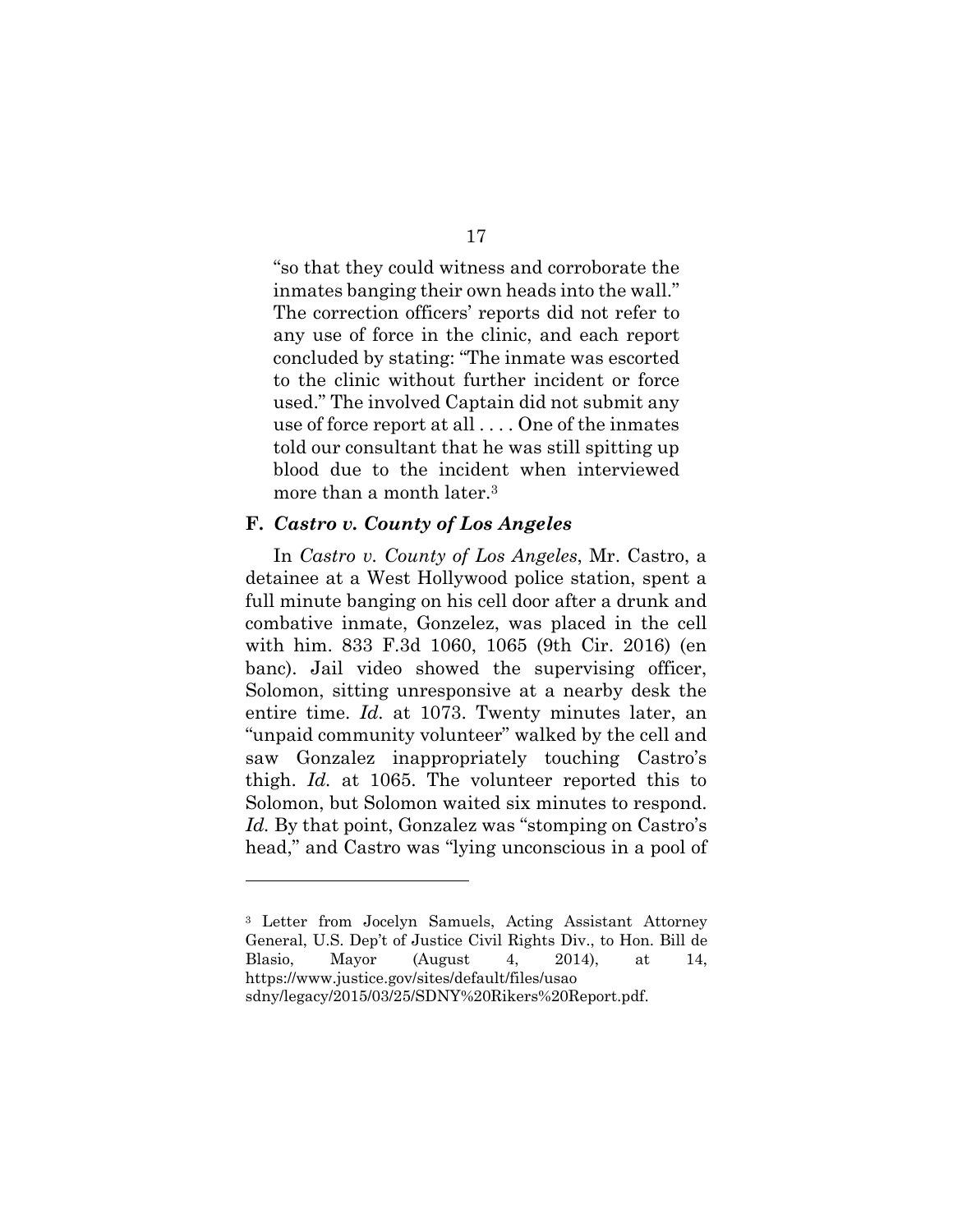"so that they could witness and corroborate the inmates banging their own heads into the wall." The correction officers' reports did not refer to any use of force in the clinic, and each report concluded by stating: "The inmate was escorted to the clinic without further incident or force used." The involved Captain did not submit any use of force report at all . . . . One of the inmates told our consultant that he was still spitting up blood due to the incident when interviewed more than a month later.[3]

## F. *Castro v. County of Los Angeles*

In *Castro v. County of Los Angeles*, Mr. Castro, a detainee at a West Hollywood police station, spent a full minute banging on his cell door after a drunk and combative inmate, Gonzelez, was placed in the cell with him. 833 F.3d 1060, 1065 (9th Cir. 2016) (en banc). Jail video showed the supervising officer, Solomon, sitting unresponsive at a nearby desk the entire time. *Id.* at 1073. Twenty minutes later, an "unpaid community volunteer" walked by the cell and saw Gonzalez inappropriately touching Castro's thigh. *Id.* at 1065. The volunteer reported this to Solomon, but Solomon waited six minutes to respond. *Id.* By that point, Gonzalez was "stomping on Castro's head," and Castro was "lying unconscious in a pool of

---

[3] Letter from Jocelyn Samuels, Acting Assistant Attorney General, U.S. Dep't of Justice Civil Rights Div., to Hon. Bill de Blasio, Mayor (August 4, 2014), at 14, https://www.justice.gov/sites/default/files/usao sdny/legacy/2015/03/25/SDNY%20Rikers%20Report.pdf.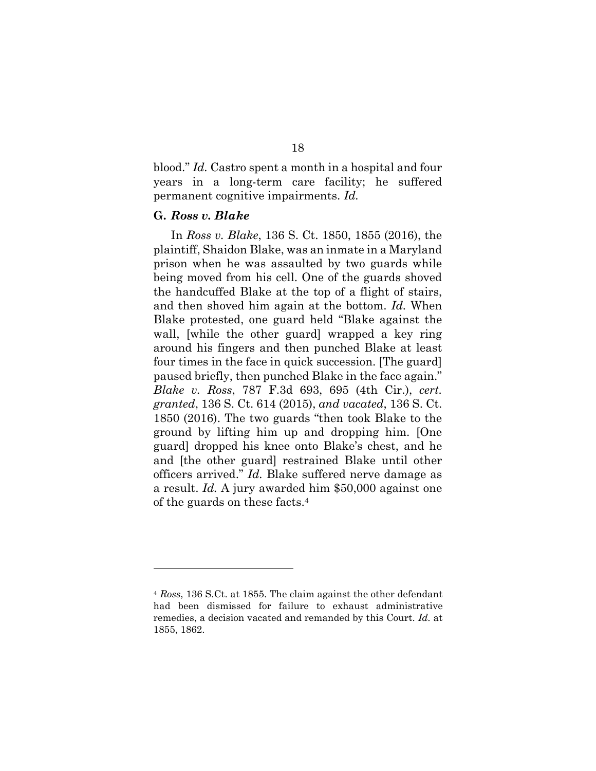blood." *Id.* Castro spent a month in a hospital and four years in a long-term care facility; he suffered permanent cognitive impairments. *Id.*

### G. *Ross v. Blake*

In *Ross v. Blake*, 136 S. Ct. 1850, 1855 (2016), the plaintiff, Shaidon Blake, was an inmate in a Maryland prison when he was assaulted by two guards while being moved from his cell. One of the guards shoved the handcuffed Blake at the top of a flight of stairs, and then shoved him again at the bottom. *Id.* When Blake protested, one guard held "Blake against the wall, [while the other guard] wrapped a key ring around his fingers and then punched Blake at least four times in the face in quick succession. [The guard] paused briefly, then punched Blake in the face again." *Blake v. Ross*, 787 F.3d 693, 695 (4th Cir.), *cert. granted*, 136 S. Ct. 614 (2015), *and vacated*, 136 S. Ct. 1850 (2016). The two guards "then took Blake to the ground by lifting him up and dropping him. [One guard] dropped his knee onto Blake's chest, and he and [the other guard] restrained Blake until other officers arrived." *Id.* Blake suffered nerve damage as a result. *Id.* A jury awarded him $50,000 against one of the guards on these facts.[4]

---

[4] *Ross*, 136 S.Ct. at 1855. The claim against the other defendant had been dismissed for failure to exhaust administrative remedies, a decision vacated and remanded by this Court. *Id.* at 1855, 1862.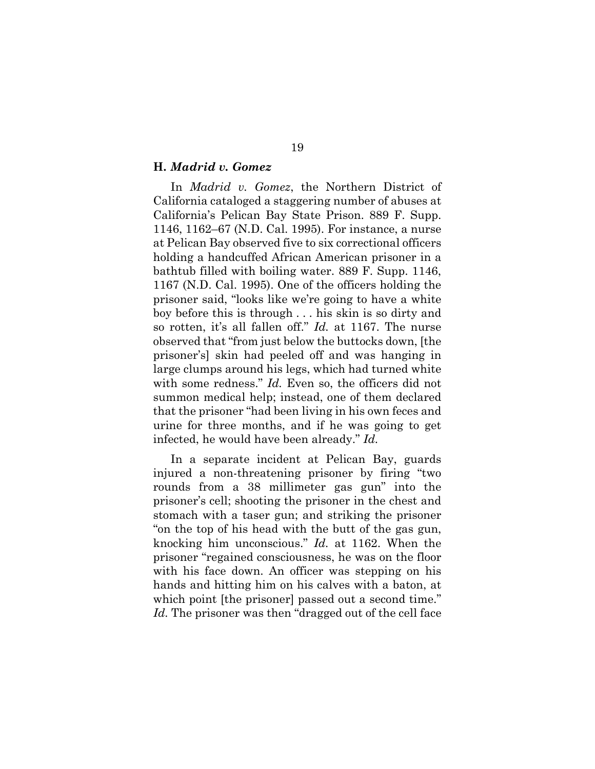### H. *Madrid v. Gomez*

In *Madrid v. Gomez*, the Northern District of California cataloged a staggering number of abuses at California's Pelican Bay State Prison. 889 F. Supp. 1146, 1162–67 (N.D. Cal. 1995). For instance, a nurse at Pelican Bay observed five to six correctional officers holding a handcuffed African American prisoner in a bathtub filled with boiling water. 889 F. Supp. 1146, 1167 (N.D. Cal. 1995). One of the officers holding the prisoner said, "looks like we're going to have a white boy before this is through . . . his skin is so dirty and so rotten, it's all fallen off." *Id.* at 1167. The nurse observed that "from just below the buttocks down, [the prisoner's] skin had peeled off and was hanging in large clumps around his legs, which had turned white with some redness." *Id.* Even so, the officers did not summon medical help; instead, one of them declared that the prisoner "had been living in his own feces and urine for three months, and if he was going to get infected, he would have been already." *Id.*

In a separate incident at Pelican Bay, guards injured a non-threatening prisoner by firing "two rounds from a 38 millimeter gas gun" into the prisoner's cell; shooting the prisoner in the chest and stomach with a taser gun; and striking the prisoner "on the top of his head with the butt of the gas gun, knocking him unconscious." *Id.* at 1162. When the prisoner "regained consciousness, he was on the floor with his face down. An officer was stepping on his hands and hitting him on his calves with a baton, at which point [the prisoner] passed out a second time." *Id.* The prisoner was then "dragged out of the cell face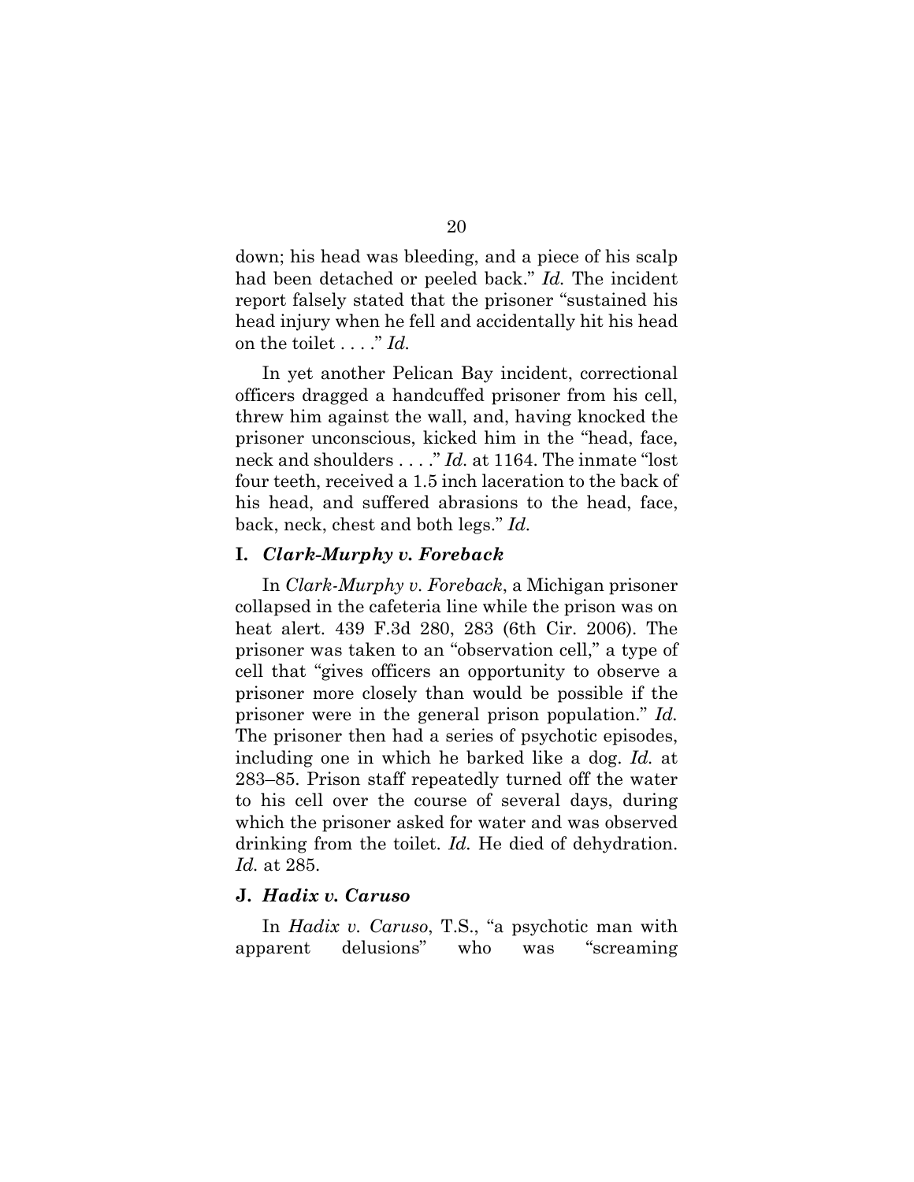down; his head was bleeding, and a piece of his scalp had been detached or peeled back." *Id.* The incident report falsely stated that the prisoner "sustained his head injury when he fell and accidentally hit his head on the toilet . . . ." *Id.*

In yet another Pelican Bay incident, correctional officers dragged a handcuffed prisoner from his cell, threw him against the wall, and, having knocked the prisoner unconscious, kicked him in the "head, face, neck and shoulders . . . ." *Id.* at 1164. The inmate "lost four teeth, received a 1.5 inch laceration to the back of his head, and suffered abrasions to the head, face, back, neck, chest and both legs." *Id.*

### I. *Clark-Murphy v. Foreback*

In *Clark-Murphy v. Foreback*, a Michigan prisoner collapsed in the cafeteria line while the prison was on heat alert. 439 F.3d 280, 283 (6th Cir. 2006). The prisoner was taken to an "observation cell," a type of cell that "gives officers an opportunity to observe a prisoner more closely than would be possible if the prisoner were in the general prison population." *Id.* The prisoner then had a series of psychotic episodes, including one in which he barked like a dog. *Id.* at 283–85. Prison staff repeatedly turned off the water to his cell over the course of several days, during which the prisoner asked for water and was observed drinking from the toilet. *Id.* He died of dehydration. *Id.* at 285.

### J. *Hadix v. Caruso*

In *Hadix v. Caruso*, T.S., "a psychotic man with apparent delusions" who was "screaming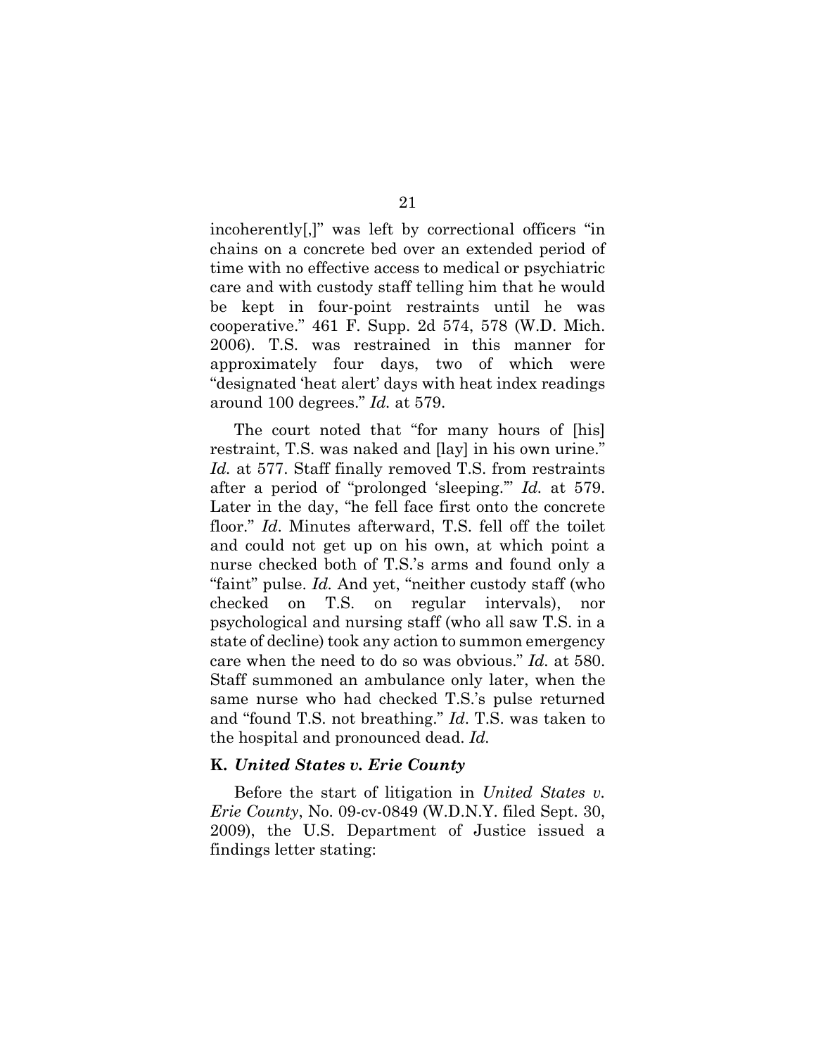incoherently[,]" was left by correctional officers "in chains on a concrete bed over an extended period of time with no effective access to medical or psychiatric care and with custody staff telling him that he would be kept in four-point restraints until he was cooperative." 461 F. Supp. 2d 574, 578 (W.D. Mich. 2006). T.S. was restrained in this manner for approximately four days, two of which were "designated 'heat alert' days with heat index readings around 100 degrees." *Id.* at 579.

The court noted that "for many hours of [his] restraint, T.S. was naked and [lay] in his own urine." *Id.* at 577. Staff finally removed T.S. from restraints after a period of "prolonged 'sleeping.'" *Id.* at 579. Later in the day, "he fell face first onto the concrete floor." *Id*. Minutes afterward, T.S. fell off the toilet and could not get up on his own, at which point a nurse checked both of T.S.'s arms and found only a "faint" pulse. *Id.* And yet, "neither custody staff (who checked on T.S. on regular intervals), nor psychological and nursing staff (who all saw T.S. in a state of decline) took any action to summon emergency care when the need to do so was obvious." *Id.* at 580. Staff summoned an ambulance only later, when the same nurse who had checked T.S.'s pulse returned and "found T.S. not breathing." *Id*. T.S. was taken to the hospital and pronounced dead. *Id.*

### K. *United States v. Erie County*

Before the start of litigation in *United States v. Erie County*, No. 09-cv-0849 (W.D.N.Y. filed Sept. 30, 2009), the U.S. Department of Justice issued a findings letter stating: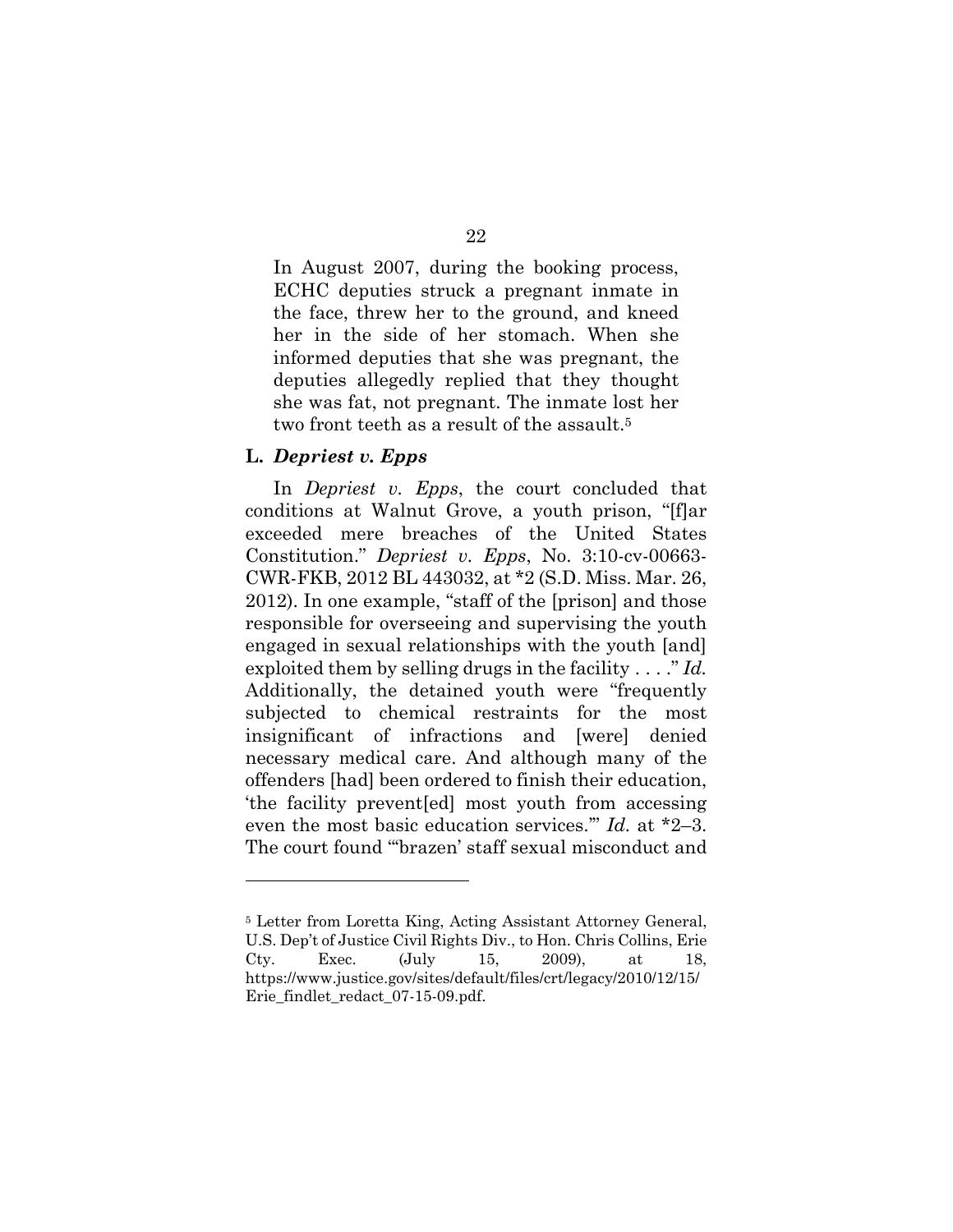In August 2007, during the booking process, ECHC deputies struck a pregnant inmate in the face, threw her to the ground, and kneed her in the side of her stomach. When she informed deputies that she was pregnant, the deputies allegedly replied that they thought she was fat, not pregnant. The inmate lost her two front teeth as a result of the assault.[5]

### L. *Depriest v. Epps*

In *Depriest v. Epps*, the court concluded that conditions at Walnut Grove, a youth prison, "[f]ar exceeded mere breaches of the United States Constitution." *Depriest v. Epps*, No. 3:10-cv-00663-CWR-FKB, 2012 BL 443032, at *2 (S.D. Miss. Mar. 26, 2012). In one example, "staff of the [prison] and those responsible for overseeing and supervising the youth engaged in sexual relationships with the youth [and] exploited them by selling drugs in the facility . . . ." *Id.* Additionally, the detained youth were "frequently subjected to chemical restraints for the most insignificant of infractions and [were] denied necessary medical care. And although many of the offenders [had] been ordered to finish their education, 'the facility prevent[ed] most youth from accessing even the most basic education services.'" *Id.* at *2–3. The court found "'brazen' staff sexual misconduct and

---

[5] Letter from Loretta King, Acting Assistant Attorney General, U.S. Dep't of Justice Civil Rights Div., to Hon. Chris Collins, Erie Cty. Exec. (July 15, 2009), at 18, https://www.justice.gov/sites/default/files/crt/legacy/2010/12/15/Erie_findlet_redact_07-15-09.pdf.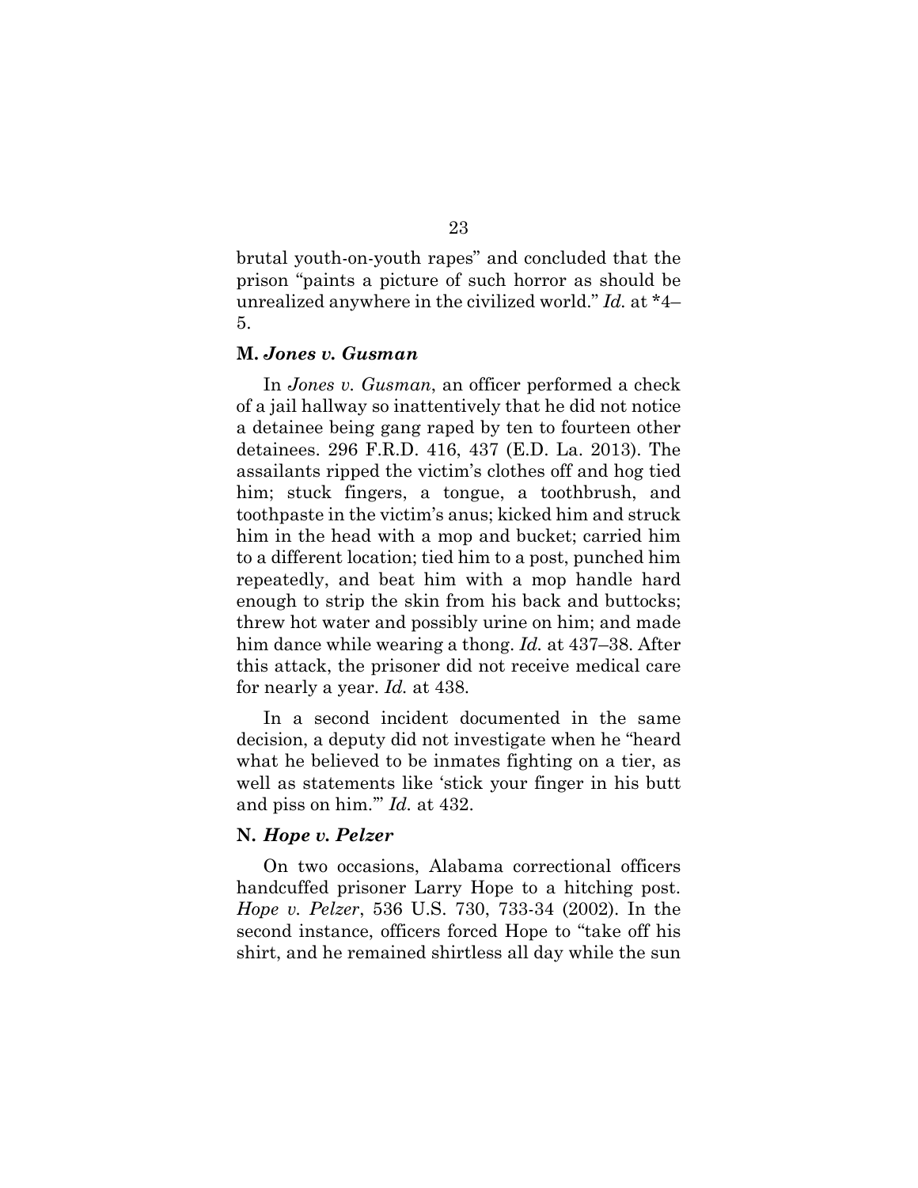brutal youth-on-youth rapes" and concluded that the prison "paints a picture of such horror as should be unrealized anywhere in the civilized world." *Id.* at *4–5.

### M. *Jones v. Gusman*

In *Jones v. Gusman*, an officer performed a check of a jail hallway so inattentively that he did not notice a detainee being gang raped by ten to fourteen other detainees. 296 F.R.D. 416, 437 (E.D. La. 2013). The assailants ripped the victim's clothes off and hog tied him; stuck fingers, a tongue, a toothbrush, and toothpaste in the victim's anus; kicked him and struck him in the head with a mop and bucket; carried him to a different location; tied him to a post, punched him repeatedly, and beat him with a mop handle hard enough to strip the skin from his back and buttocks; threw hot water and possibly urine on him; and made him dance while wearing a thong. *Id.* at 437–38. After this attack, the prisoner did not receive medical care for nearly a year. *Id.* at 438.

In a second incident documented in the same decision, a deputy did not investigate when he "heard what he believed to be inmates fighting on a tier, as well as statements like 'stick your finger in his butt and piss on him.'" *Id.* at 432.

### N. *Hope v. Pelzer*

On two occasions, Alabama correctional officers handcuffed prisoner Larry Hope to a hitching post. *Hope v. Pelzer*, 536 U.S. 730, 733-34 (2002). In the second instance, officers forced Hope to "take off his shirt, and he remained shirtless all day while the sun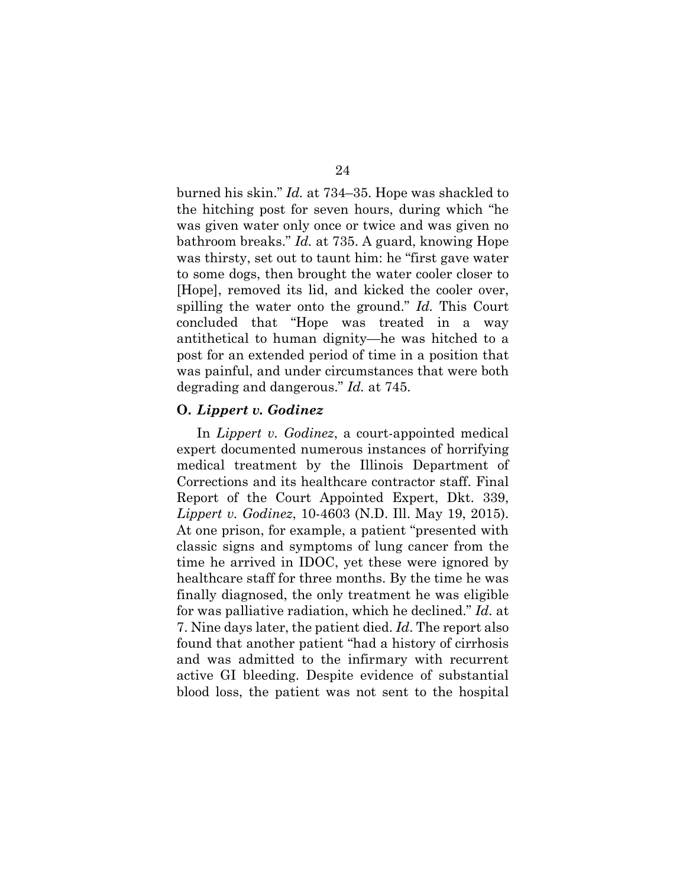burned his skin." *Id.* at 734–35. Hope was shackled to the hitching post for seven hours, during which "he was given water only once or twice and was given no bathroom breaks." *Id.* at 735. A guard, knowing Hope was thirsty, set out to taunt him: he "first gave water to some dogs, then brought the water cooler closer to [Hope], removed its lid, and kicked the cooler over, spilling the water onto the ground." *Id.* This Court concluded that "Hope was treated in a way antithetical to human dignity—he was hitched to a post for an extended period of time in a position that was painful, and under circumstances that were both degrading and dangerous." *Id.* at 745.

### O. *Lippert v. Godinez*

In *Lippert v. Godinez*, a court-appointed medical expert documented numerous instances of horrifying medical treatment by the Illinois Department of Corrections and its healthcare contractor staff. Final Report of the Court Appointed Expert, Dkt. 339, *Lippert v. Godinez*, 10-4603 (N.D. Ill. May 19, 2015). At one prison, for example, a patient "presented with classic signs and symptoms of lung cancer from the time he arrived in IDOC, yet these were ignored by healthcare staff for three months. By the time he was finally diagnosed, the only treatment he was eligible for was palliative radiation, which he declined." *Id*. at 7. Nine days later, the patient died. *Id*. The report also found that another patient "had a history of cirrhosis and was admitted to the infirmary with recurrent active GI bleeding. Despite evidence of substantial blood loss, the patient was not sent to the hospital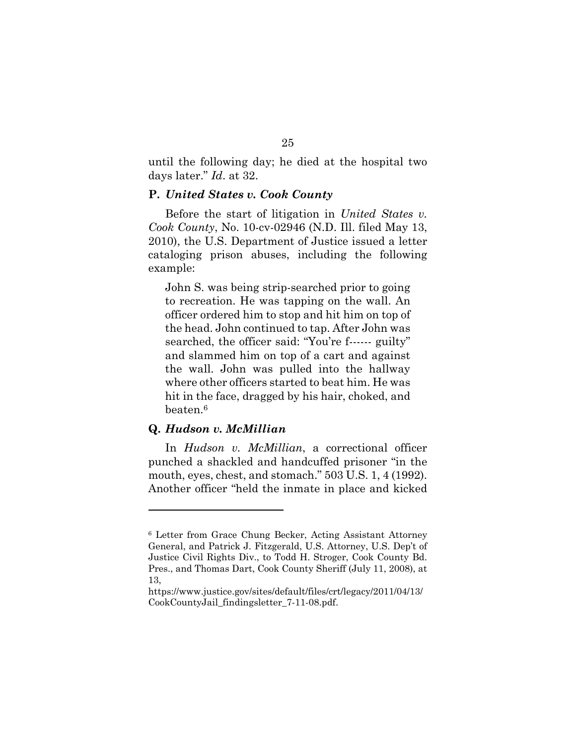until the following day; he died at the hospital two days later." *Id*. at 32.

### P. *United States v. Cook County*

Before the start of litigation in *United States v. Cook County*, No. 10-cv-02946 (N.D. Ill. filed May 13, 2010), the U.S. Department of Justice issued a letter cataloging prison abuses, including the following example:

> John S. was being strip-searched prior to going to recreation. He was tapping on the wall. An officer ordered him to stop and hit him on top of the head. John continued to tap. After John was searched, the officer said: "You're f------ guilty" and slammed him on top of a cart and against the wall. John was pulled into the hallway where other officers started to beat him. He was hit in the face, dragged by his hair, choked, and beaten.[6]

### Q. *Hudson v. McMillian*

In *Hudson v. McMillian*, a correctional officer punched a shackled and handcuffed prisoner "in the mouth, eyes, chest, and stomach." 503 U.S. 1, 4 (1992). Another officer "held the inmate in place and kicked

---

[6] Letter from Grace Chung Becker, Acting Assistant Attorney General, and Patrick J. Fitzgerald, U.S. Attorney, U.S. Dep't of Justice Civil Rights Div., to Todd H. Stroger, Cook County Bd. Pres., and Thomas Dart, Cook County Sheriff (July 11, 2008), at 13, https://www.justice.gov/sites/default/files/crt/legacy/2011/04/13/CookCountyJail_findingsletter_7-11-08.pdf.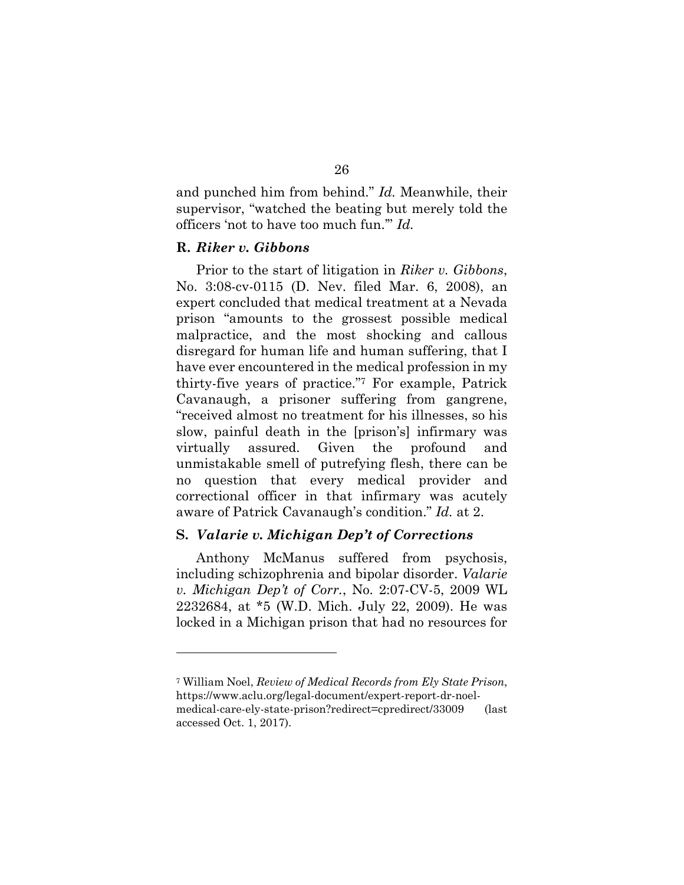and punched him from behind." *Id.* Meanwhile, their supervisor, "watched the beating but merely told the officers 'not to have too much fun.'" *Id.*

### R. *Riker v. Gibbons*

Prior to the start of litigation in *Riker v. Gibbons*, No. 3:08-cv-0115 (D. Nev. filed Mar. 6, 2008), an expert concluded that medical treatment at a Nevada prison "amounts to the grossest possible medical malpractice, and the most shocking and callous disregard for human life and human suffering, that I have ever encountered in the medical profession in my thirty-five years of practice."[7] For example, Patrick Cavanaugh, a prisoner suffering from gangrene, "received almost no treatment for his illnesses, so his slow, painful death in the [prison's] infirmary was virtually assured. Given the profound and unmistakable smell of putrefying flesh, there can be no question that every medical provider and correctional officer in that infirmary was acutely aware of Patrick Cavanaugh's condition." *Id.* at 2.

### S. *Valarie v. Michigan Dep't of Corrections*

Anthony McManus suffered from psychosis, including schizophrenia and bipolar disorder. *Valarie v. Michigan Dep't of Corr.*, No. 2:07-CV-5, 2009 WL 2232684, at *5 (W.D. Mich. July 22, 2009). He was locked in a Michigan prison that had no resources for

---

[7] William Noel, *Review of Medical Records from Ely State Prison*, https://www.aclu.org/legal-document/expert-report-dr-noel-medical-care-ely-state-prison?redirect=cpredirect/33009 (last accessed Oct. 1, 2017).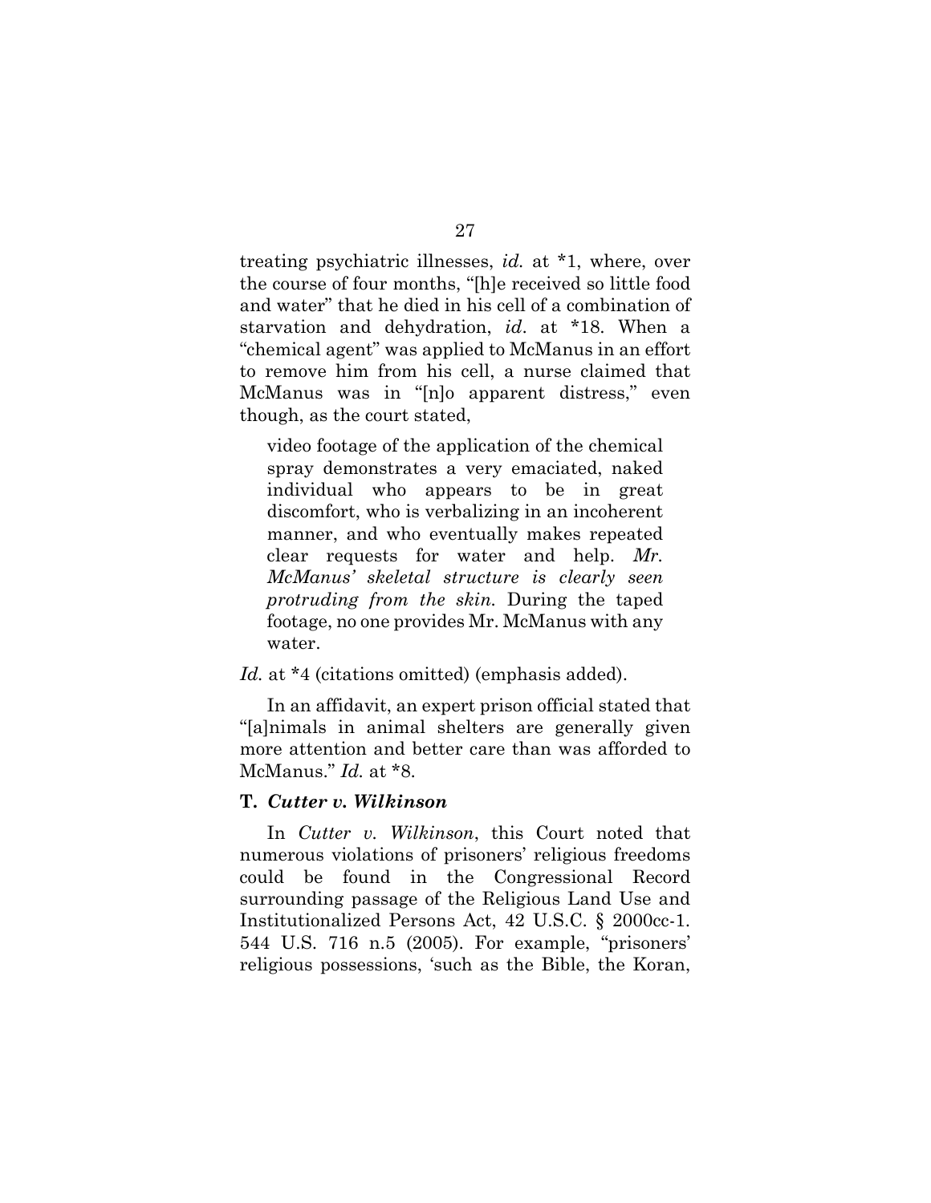treating psychiatric illnesses, *id.* at *1, where, over the course of four months, "[h]e received so little food and water" that he died in his cell of a combination of starvation and dehydration, *id*. at *18. When a "chemical agent" was applied to McManus in an effort to remove him from his cell, a nurse claimed that McManus was in "[n]o apparent distress," even though, as the court stated,

> video footage of the application of the chemical spray demonstrates a very emaciated, naked individual who appears to be in great discomfort, who is verbalizing in an incoherent manner, and who eventually makes repeated clear requests for water and help. *Mr. McManus' skeletal structure is clearly seen protruding from the skin.* During the taped footage, no one provides Mr. McManus with any water.

*Id.* at *4 (citations omitted) (emphasis added).

In an affidavit, an expert prison official stated that "[a]nimals in animal shelters are generally given more attention and better care than was afforded to McManus." *Id.* at *8.

### T. *Cutter v. Wilkinson*

In *Cutter v. Wilkinson*, this Court noted that numerous violations of prisoners' religious freedoms could be found in the Congressional Record surrounding passage of the Religious Land Use and Institutionalized Persons Act, 42 U.S.C. § 2000cc-1. 544 U.S. 716 n.5 (2005). For example, "prisoners' religious possessions, 'such as the Bible, the Koran,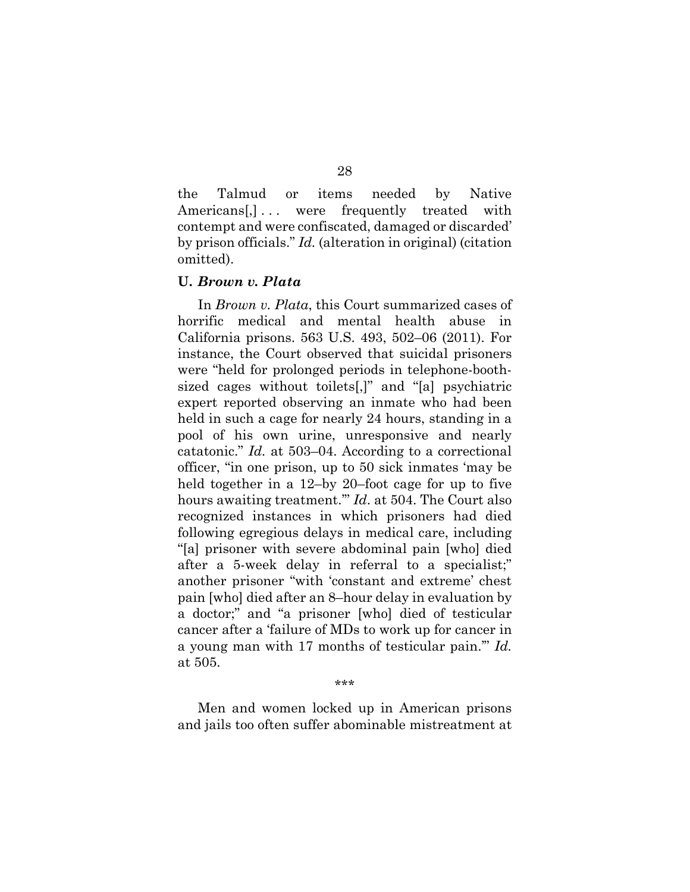the Talmud or items needed by Native Americans[,] . . . were frequently treated with contempt and were confiscated, damaged or discarded' by prison officials." *Id.* (alteration in original) (citation omitted).

### U. *Brown v. Plata*

In *Brown v. Plata*, this Court summarized cases of horrific medical and mental health abuse in California prisons. 563 U.S. 493, 502–06 (2011). For instance, the Court observed that suicidal prisoners were "held for prolonged periods in telephone-booth-sized cages without toilets[,]" and "[a] psychiatric expert reported observing an inmate who had been held in such a cage for nearly 24 hours, standing in a pool of his own urine, unresponsive and nearly catatonic." *Id.* at 503–04. According to a correctional officer, "in one prison, up to 50 sick inmates 'may be held together in a 12–by 20–foot cage for up to five hours awaiting treatment.'" *Id*. at 504. The Court also recognized instances in which prisoners had died following egregious delays in medical care, including "[a] prisoner with severe abdominal pain [who] died after a 5-week delay in referral to a specialist;" another prisoner "with 'constant and extreme' chest pain [who] died after an 8–hour delay in evaluation by a doctor;" and "a prisoner [who] died of testicular cancer after a 'failure of MDs to work up for cancer in a young man with 17 months of testicular pain.'" *Id.* at 505.

\*\*\*

Men and women locked up in American prisons and jails too often suffer abominable mistreatment at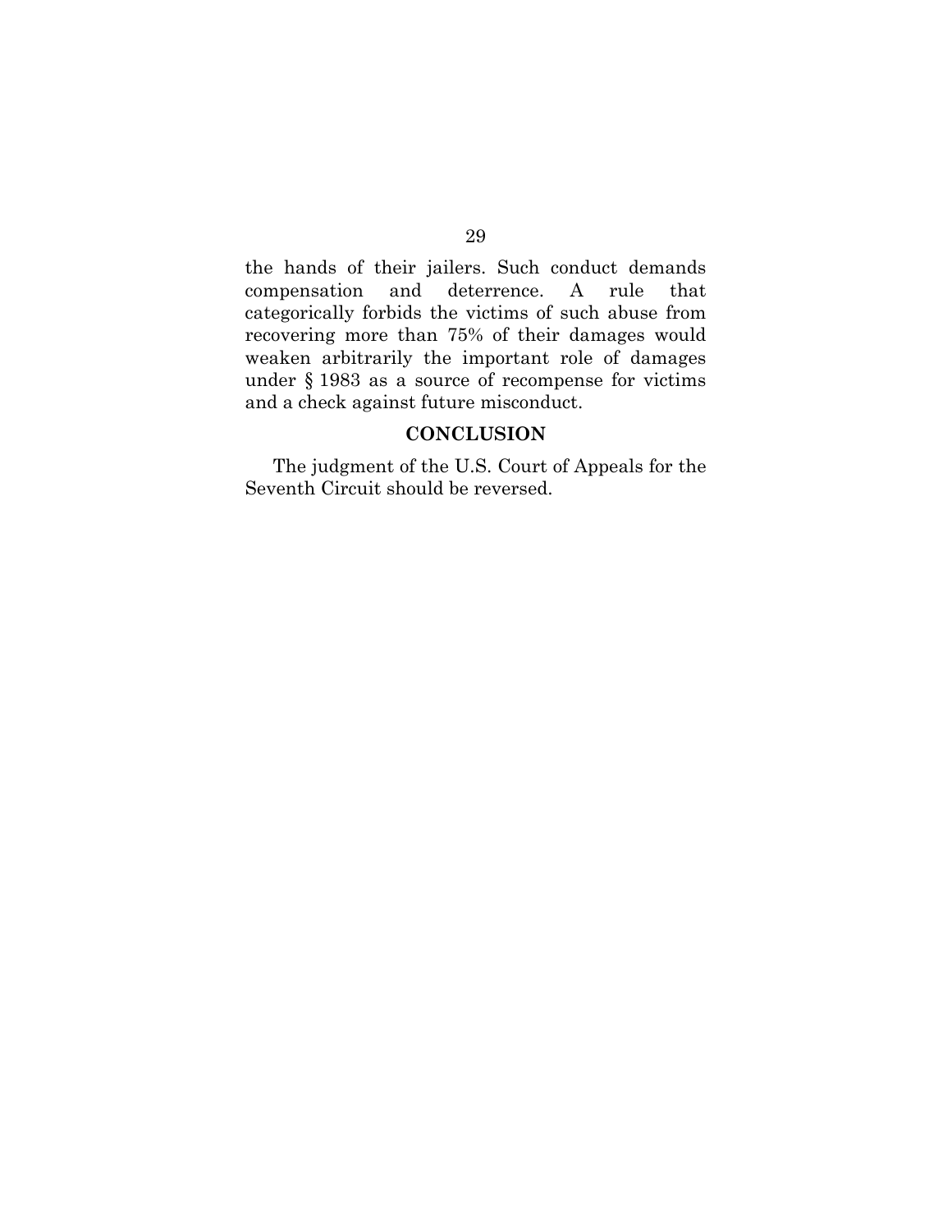the hands of their jailers. Such conduct demands compensation and deterrence. A rule that categorically forbids the victims of such abuse from recovering more than 75% of their damages would weaken arbitrarily the important role of damages under § 1983 as a source of recompense for victims and a check against future misconduct.

## CONCLUSION

The judgment of the U.S. Court of Appeals for the Seventh Circuit should be reversed.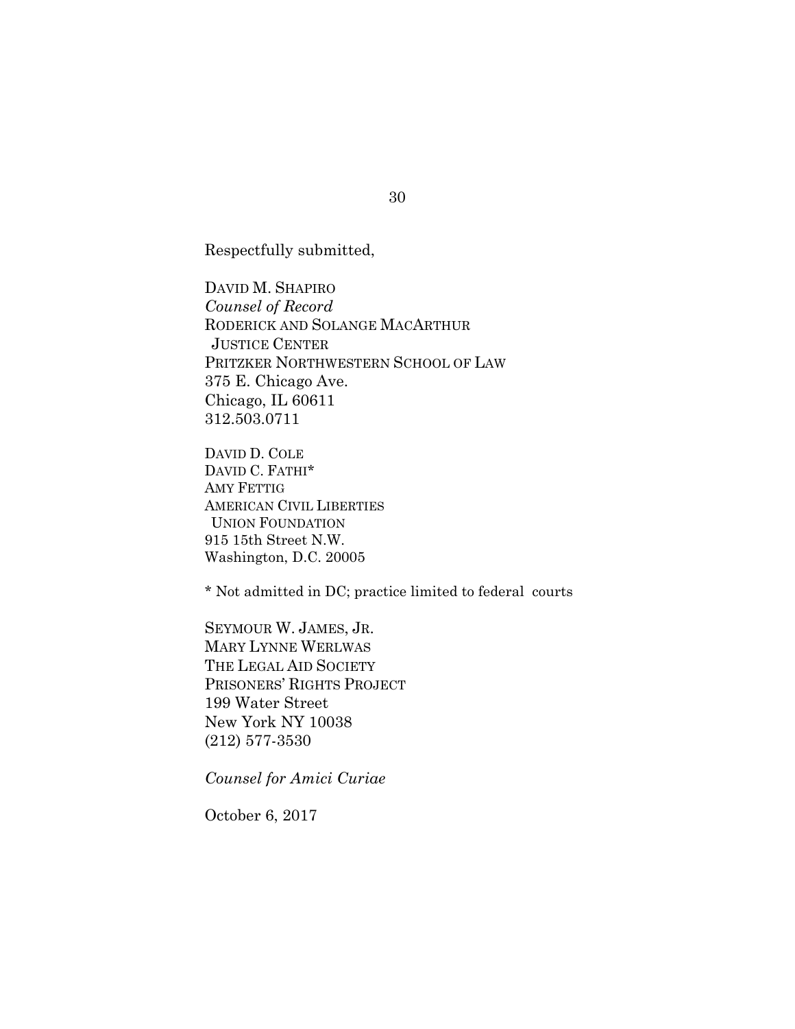Respectfully submitted,

DAVID M. SHAPIRO
*Counsel of Record*
RODERICK AND SOLANGE MACARTHUR
JUSTICE CENTER
PRITZKER NORTHWESTERN SCHOOL OF LAW
375 E. Chicago Ave.
Chicago, IL 60611
312.503.0711

DAVID D. COLE
DAVID C. FATHI*
AMY FETTIG
AMERICAN CIVIL LIBERTIES
UNION FOUNDATION
915 15th Street N.W.
Washington, D.C. 20005

* Not admitted in DC; practice limited to federal courts

SEYMOUR W. JAMES, JR.
MARY LYNNE WERLWAS
THE LEGAL AID SOCIETY
PRISONERS' RIGHTS PROJECT
199 Water Street
New York NY 10038
(212) 577-3530

*Counsel for Amici Curiae*

October 6, 2017